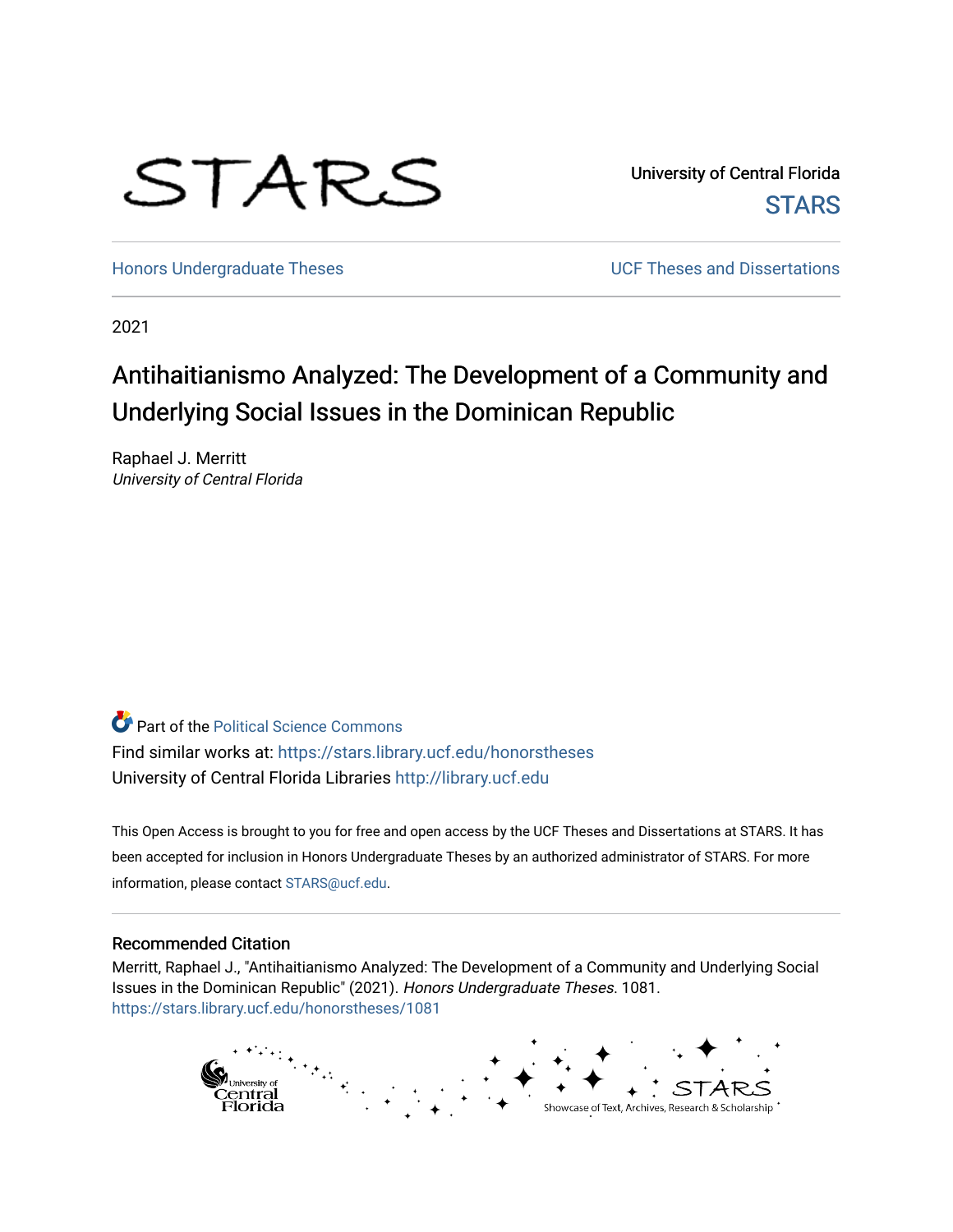STARS

University of Central Florida

STARS

Honors Undergraduate Theses

UCF Theses and Dissertations

2021

# Antihaitianismo Analyzed: The Development of a Community and Underlying Social Issues in the Dominican Republic

Raphael J. Merritt
*University of Central Florida*

Part of the Political Science Commons
Find similar works at: https://stars.library.ucf.edu/honorstheses
University of Central Florida Libraries http://library.ucf.edu

This Open Access is brought to you for free and open access by the UCF Theses and Dissertations at STARS. It has been accepted for inclusion in Honors Undergraduate Theses by an authorized administrator of STARS. For more information, please contact STARS@ucf.edu.

## Recommended Citation

Merritt, Raphael J., "Antihaitianismo Analyzed: The Development of a Community and Underlying Social Issues in the Dominican Republic" (2021). *Honors Undergraduate Theses*. 1081.
https://stars.library.ucf.edu/honorstheses/1081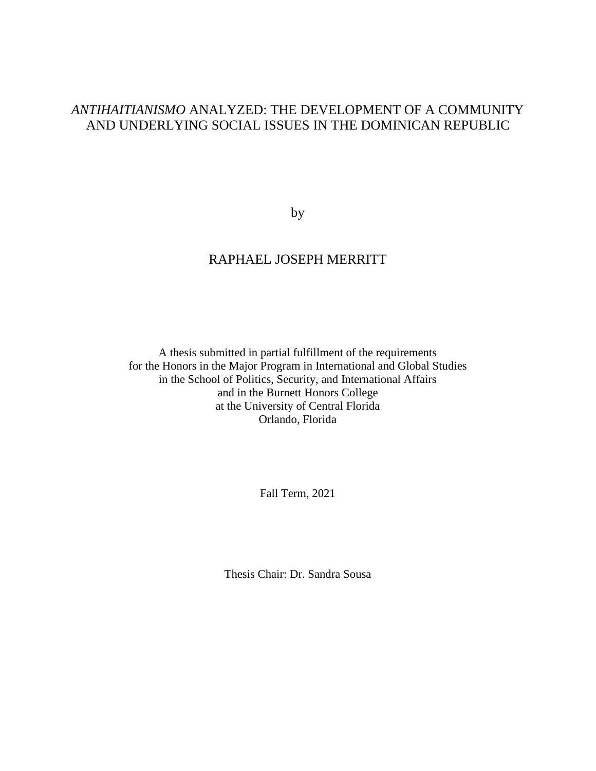# *ANTIHAITIANISMO* ANALYZED: THE DEVELOPMENT OF A COMMUNITY AND UNDERLYING SOCIAL ISSUES IN THE DOMINICAN REPUBLIC

by

RAPHAEL JOSEPH MERRITT

A thesis submitted in partial fulfillment of the requirements
for the Honors in the Major Program in International and Global Studies
in the School of Politics, Security, and International Affairs
and in the Burnett Honors College
at the University of Central Florida
Orlando, Florida

Fall Term, 2021

Thesis Chair: Dr. Sandra Sousa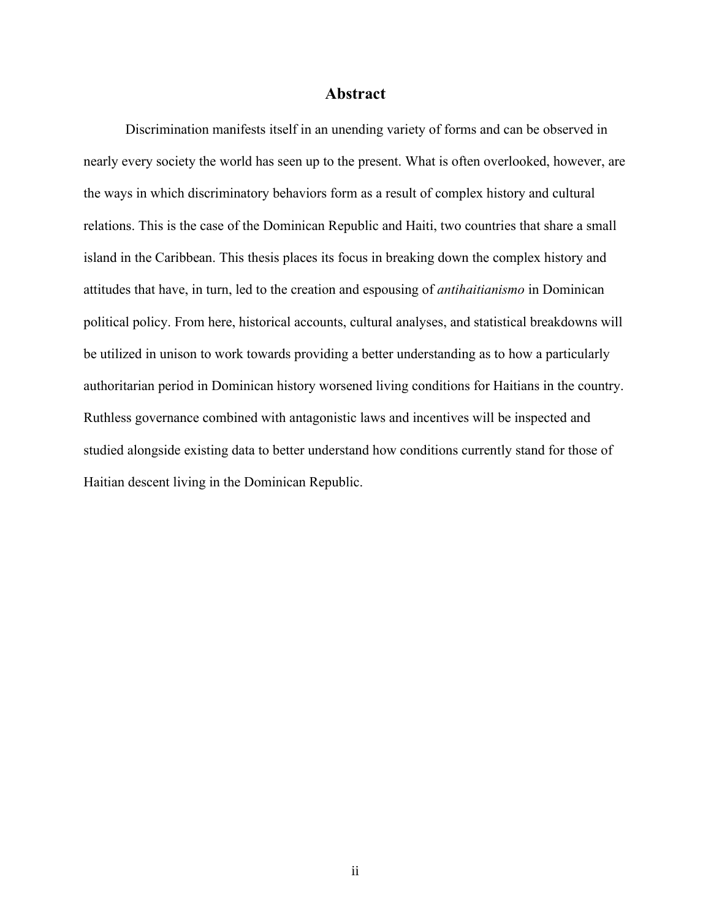## Abstract

Discrimination manifests itself in an unending variety of forms and can be observed in nearly every society the world has seen up to the present. What is often overlooked, however, are the ways in which discriminatory behaviors form as a result of complex history and cultural relations. This is the case of the Dominican Republic and Haiti, two countries that share a small island in the Caribbean. This thesis places its focus in breaking down the complex history and attitudes that have, in turn, led to the creation and espousing of *antihaitianismo* in Dominican political policy. From here, historical accounts, cultural analyses, and statistical breakdowns will be utilized in unison to work towards providing a better understanding as to how a particularly authoritarian period in Dominican history worsened living conditions for Haitians in the country. Ruthless governance combined with antagonistic laws and incentives will be inspected and studied alongside existing data to better understand how conditions currently stand for those of Haitian descent living in the Dominican Republic.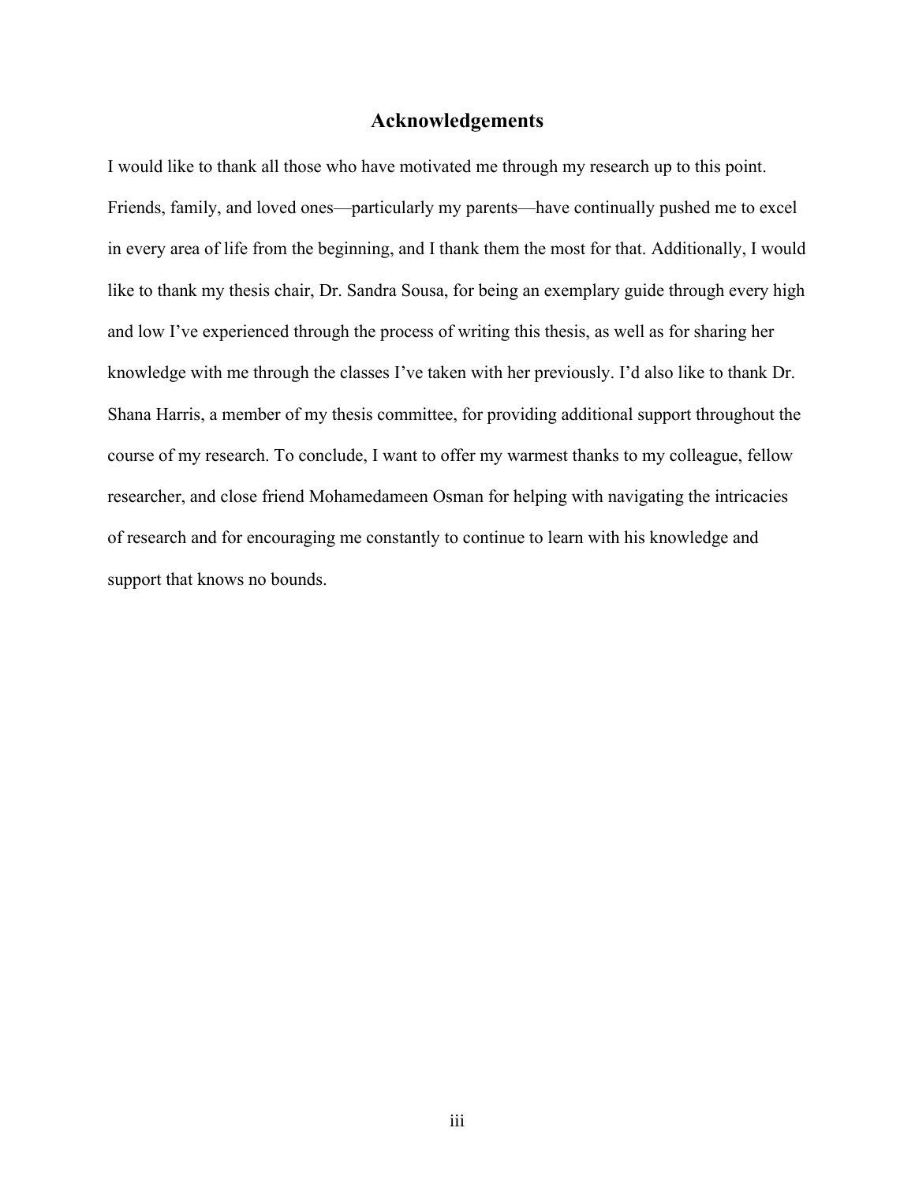# Acknowledgements

I would like to thank all those who have motivated me through my research up to this point. Friends, family, and loved ones—particularly my parents—have continually pushed me to excel in every area of life from the beginning, and I thank them the most for that. Additionally, I would like to thank my thesis chair, Dr. Sandra Sousa, for being an exemplary guide through every high and low I've experienced through the process of writing this thesis, as well as for sharing her knowledge with me through the classes I've taken with her previously. I'd also like to thank Dr. Shana Harris, a member of my thesis committee, for providing additional support throughout the course of my research. To conclude, I want to offer my warmest thanks to my colleague, fellow researcher, and close friend Mohamedameen Osman for helping with navigating the intricacies of research and for encouraging me constantly to continue to learn with his knowledge and support that knows no bounds.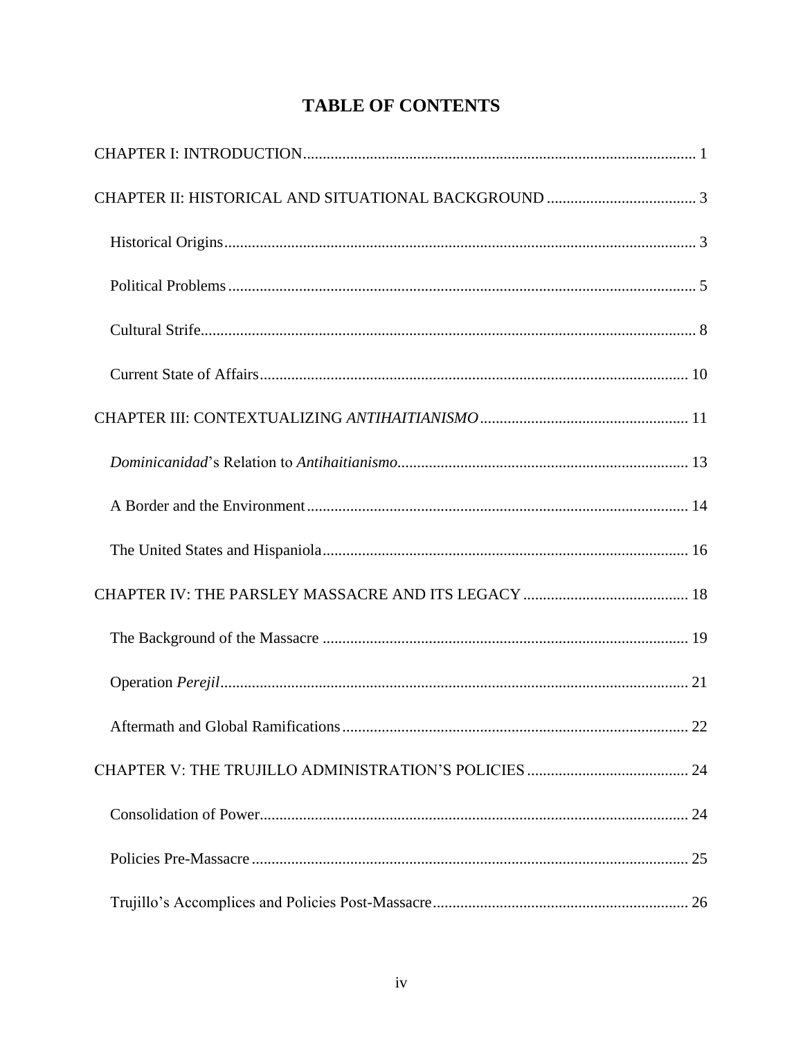# TABLE OF CONTENTS

CHAPTER I: INTRODUCTION .................................................................................................. 1

CHAPTER II: HISTORICAL AND SITUATIONAL BACKGROUND ...................................... 3

- Historical Origins ...................................................................................................................... 3
- Political Problems ..................................................................................................................... 5
- Cultural Strife ............................................................................................................................ 8
- Current State of Affairs ........................................................................................................... 10

CHAPTER III: CONTEXTUALIZING *ANTIHAITIANISMO* ..................................................... 11

- *Dominicanidad*'s Relation to *Antihaitianismo* ........................................................................ 13
- A Border and the Environment ............................................................................................... 14
- The United States and Hispaniola ........................................................................................... 16

CHAPTER IV: THE PARSLEY MASSACRE AND ITS LEGACY .......................................... 18

- The Background of the Massacre ........................................................................................... 19
- Operation *Perejil* ..................................................................................................................... 21
- Aftermath and Global Ramifications ...................................................................................... 22

CHAPTER V: THE TRUJILLO ADMINISTRATION'S POLICIES ......................................... 24

- Consolidation of Power ........................................................................................................... 24
- Policies Pre-Massacre .............................................................................................................. 25
- Trujillo's Accomplices and Policies Post-Massacre ................................................................ 26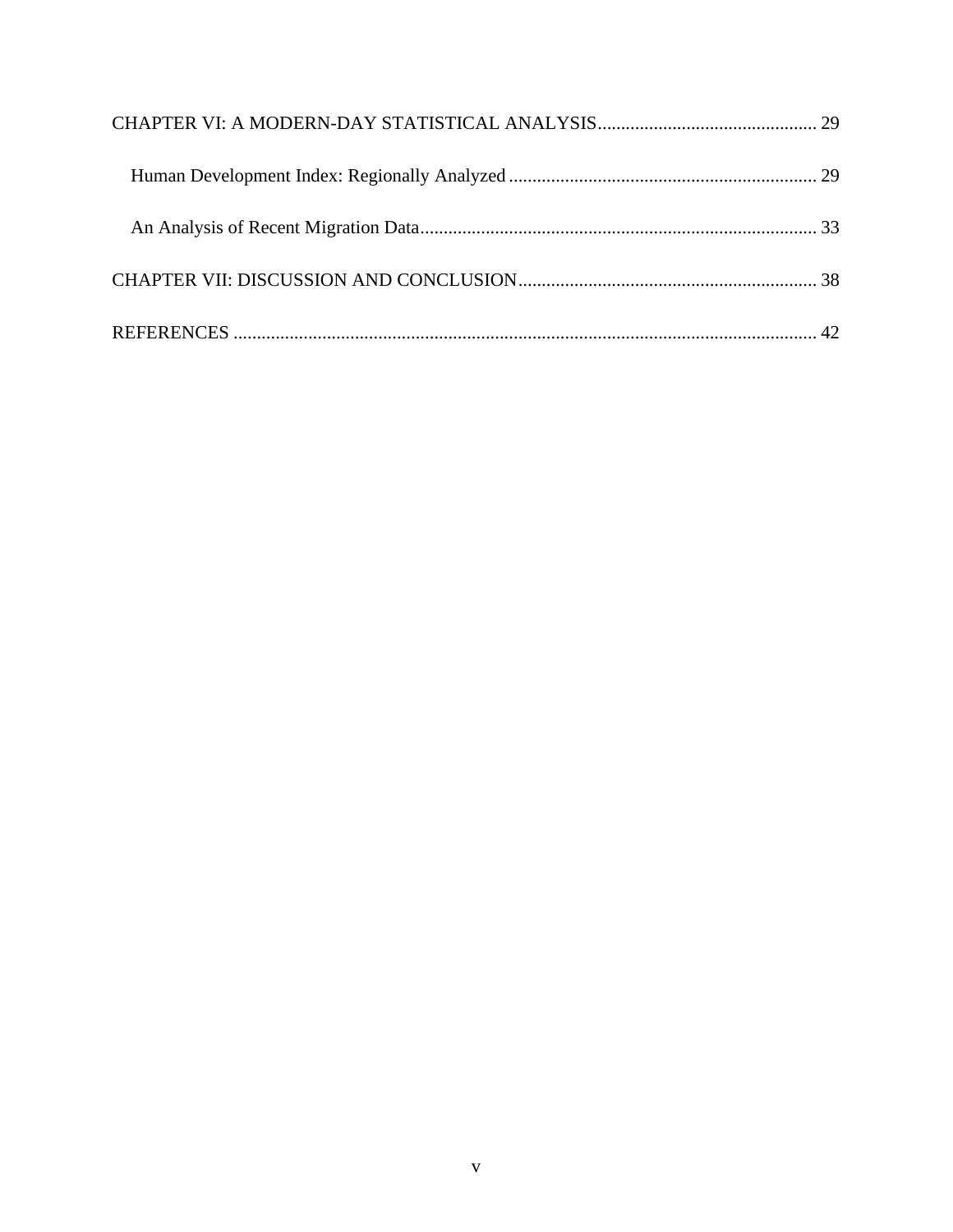CHAPTER VI: A MODERN-DAY STATISTICAL ANALYSIS .............................................. 29

Human Development Index: Regionally Analyzed .................................................................. 29

An Analysis of Recent Migration Data..................................................................................... 33

CHAPTER VII: DISCUSSION AND CONCLUSION................................................................ 38

REFERENCES ............................................................................................................................ 42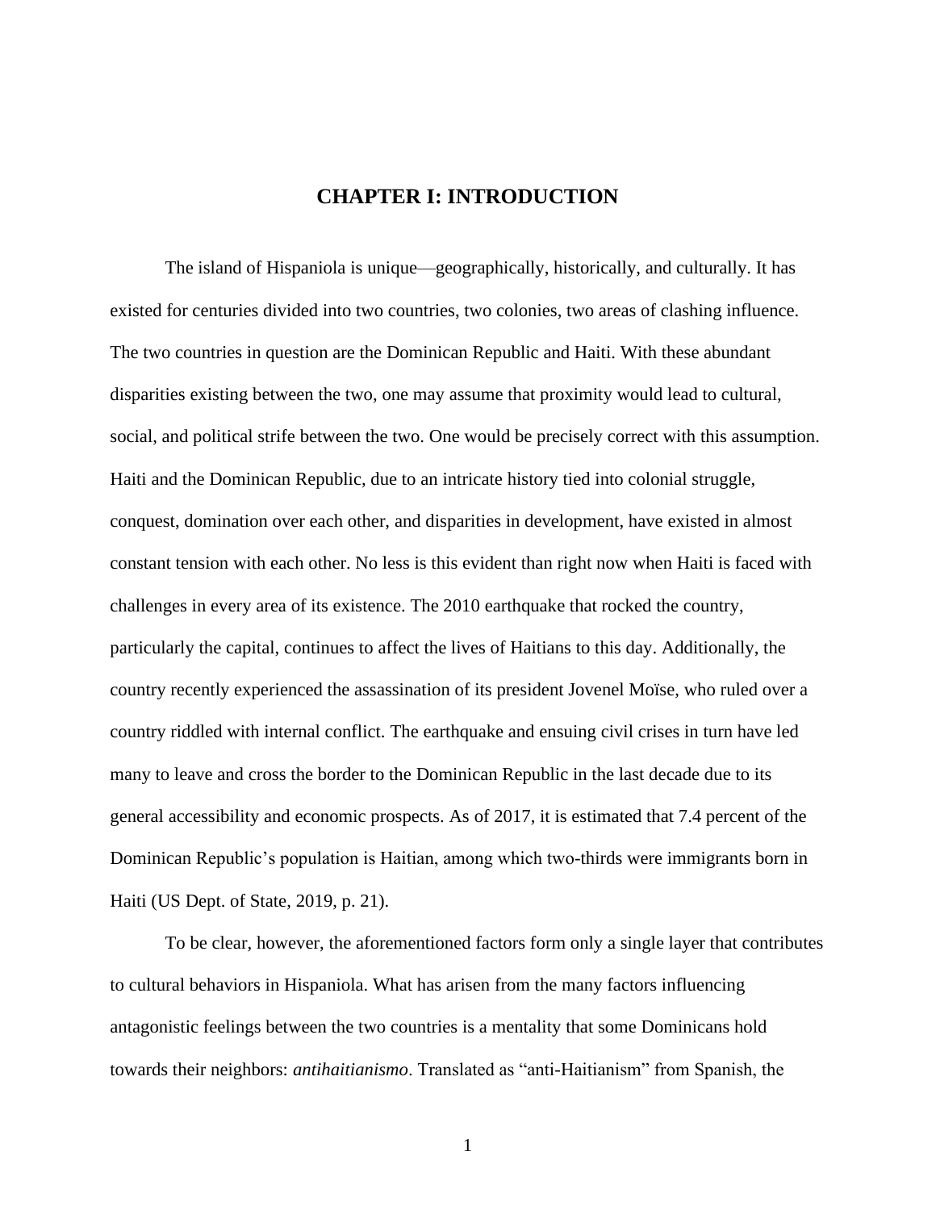# CHAPTER I: INTRODUCTION

The island of Hispaniola is unique—geographically, historically, and culturally. It has existed for centuries divided into two countries, two colonies, two areas of clashing influence. The two countries in question are the Dominican Republic and Haiti. With these abundant disparities existing between the two, one may assume that proximity would lead to cultural, social, and political strife between the two. One would be precisely correct with this assumption. Haiti and the Dominican Republic, due to an intricate history tied into colonial struggle, conquest, domination over each other, and disparities in development, have existed in almost constant tension with each other. No less is this evident than right now when Haiti is faced with challenges in every area of its existence. The 2010 earthquake that rocked the country, particularly the capital, continues to affect the lives of Haitians to this day. Additionally, the country recently experienced the assassination of its president Jovenel Moïse, who ruled over a country riddled with internal conflict. The earthquake and ensuing civil crises in turn have led many to leave and cross the border to the Dominican Republic in the last decade due to its general accessibility and economic prospects. As of 2017, it is estimated that 7.4 percent of the Dominican Republic's population is Haitian, among which two-thirds were immigrants born in Haiti (US Dept. of State, 2019, p. 21).

To be clear, however, the aforementioned factors form only a single layer that contributes to cultural behaviors in Hispaniola. What has arisen from the many factors influencing antagonistic feelings between the two countries is a mentality that some Dominicans hold towards their neighbors: *antihaitianismo*. Translated as "anti-Haitianism" from Spanish, the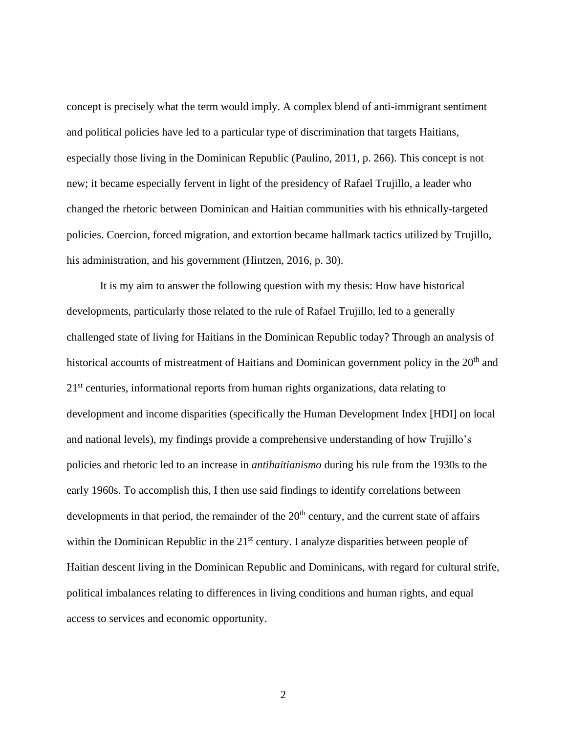concept is precisely what the term would imply. A complex blend of anti-immigrant sentiment and political policies have led to a particular type of discrimination that targets Haitians, especially those living in the Dominican Republic (Paulino, 2011, p. 266). This concept is not new; it became especially fervent in light of the presidency of Rafael Trujillo, a leader who changed the rhetoric between Dominican and Haitian communities with his ethnically-targeted policies. Coercion, forced migration, and extortion became hallmark tactics utilized by Trujillo, his administration, and his government (Hintzen, 2016, p. 30).

It is my aim to answer the following question with my thesis: How have historical developments, particularly those related to the rule of Rafael Trujillo, led to a generally challenged state of living for Haitians in the Dominican Republic today? Through an analysis of historical accounts of mistreatment of Haitians and Dominican government policy in the 20th and 21st centuries, informational reports from human rights organizations, data relating to development and income disparities (specifically the Human Development Index [HDI] on local and national levels), my findings provide a comprehensive understanding of how Trujillo's policies and rhetoric led to an increase in *antihaitianismo* during his rule from the 1930s to the early 1960s. To accomplish this, I then use said findings to identify correlations between developments in that period, the remainder of the 20th century, and the current state of affairs within the Dominican Republic in the 21st century. I analyze disparities between people of Haitian descent living in the Dominican Republic and Dominicans, with regard for cultural strife, political imbalances relating to differences in living conditions and human rights, and equal access to services and economic opportunity.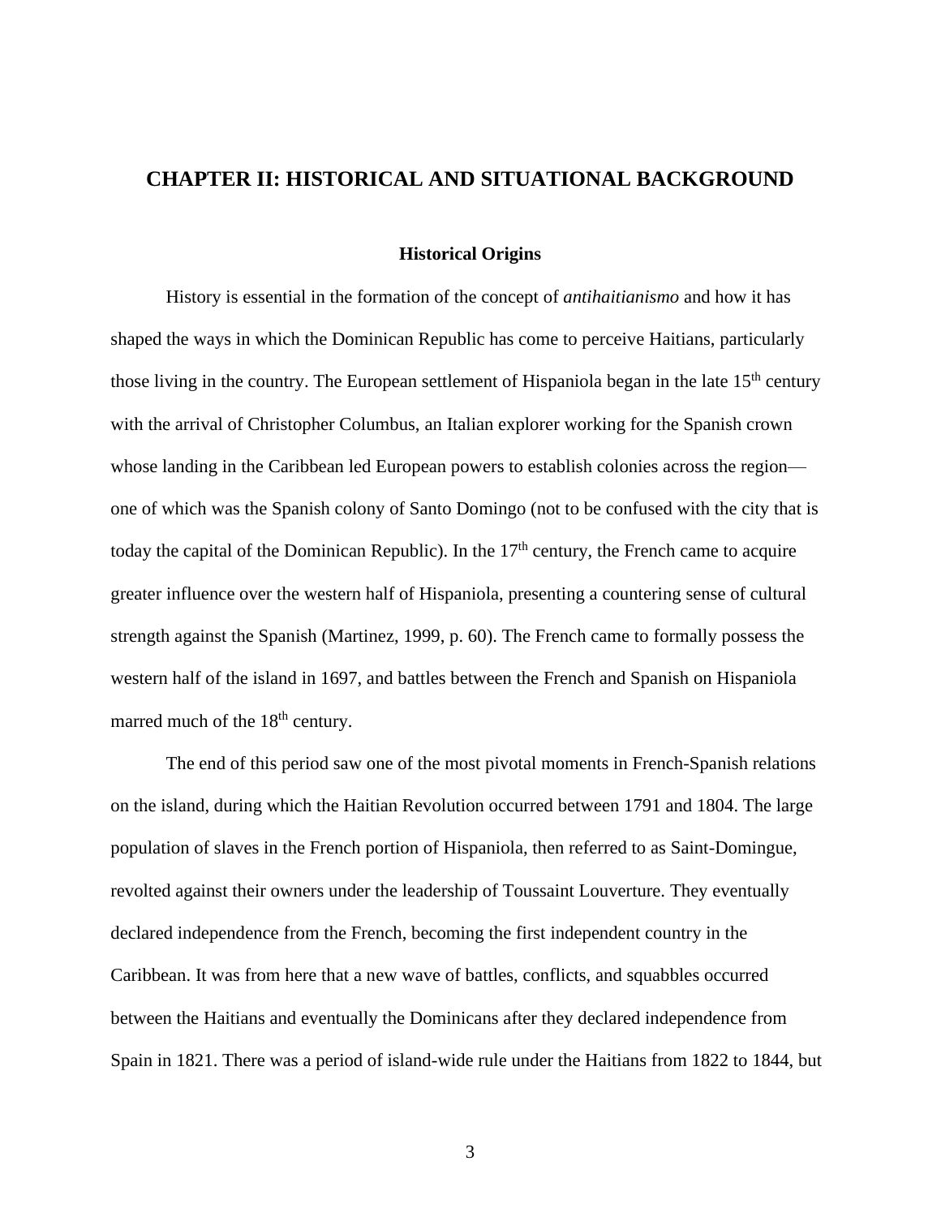# CHAPTER II: HISTORICAL AND SITUATIONAL BACKGROUND

## Historical Origins

History is essential in the formation of the concept of *antihaitianismo* and how it has shaped the ways in which the Dominican Republic has come to perceive Haitians, particularly those living in the country. The European settlement of Hispaniola began in the late 15th century with the arrival of Christopher Columbus, an Italian explorer working for the Spanish crown whose landing in the Caribbean led European powers to establish colonies across the region—one of which was the Spanish colony of Santo Domingo (not to be confused with the city that is today the capital of the Dominican Republic). In the 17th century, the French came to acquire greater influence over the western half of Hispaniola, presenting a countering sense of cultural strength against the Spanish (Martinez, 1999, p. 60). The French came to formally possess the western half of the island in 1697, and battles between the French and Spanish on Hispaniola marred much of the 18th century.

The end of this period saw one of the most pivotal moments in French-Spanish relations on the island, during which the Haitian Revolution occurred between 1791 and 1804. The large population of slaves in the French portion of Hispaniola, then referred to as Saint-Domingue, revolted against their owners under the leadership of Toussaint Louverture. They eventually declared independence from the French, becoming the first independent country in the Caribbean. It was from here that a new wave of battles, conflicts, and squabbles occurred between the Haitians and eventually the Dominicans after they declared independence from Spain in 1821. There was a period of island-wide rule under the Haitians from 1822 to 1844, but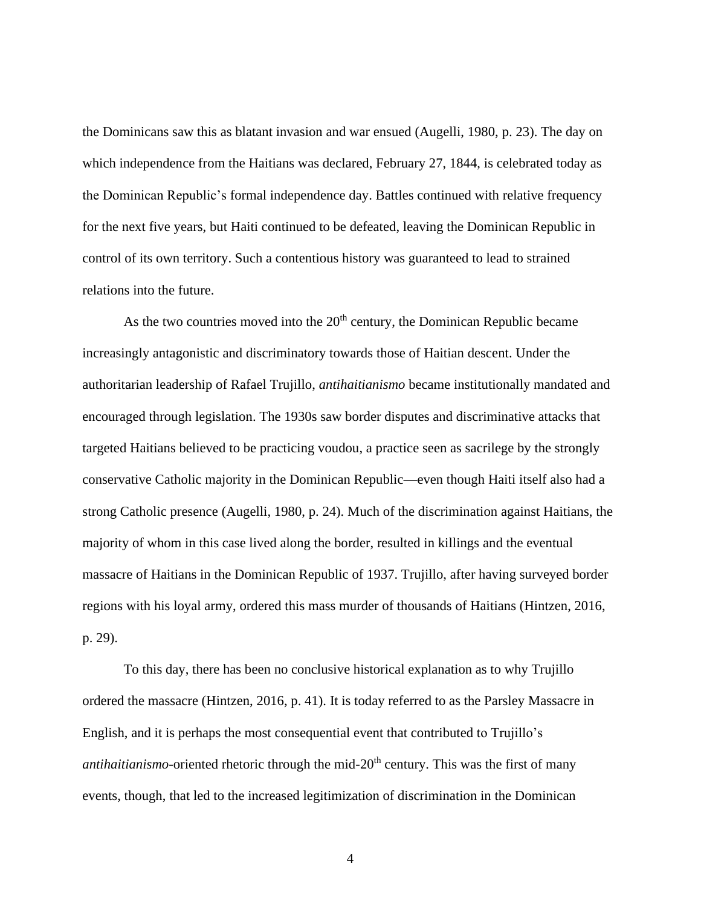the Dominicans saw this as blatant invasion and war ensued (Augelli, 1980, p. 23). The day on which independence from the Haitians was declared, February 27, 1844, is celebrated today as the Dominican Republic's formal independence day. Battles continued with relative frequency for the next five years, but Haiti continued to be defeated, leaving the Dominican Republic in control of its own territory. Such a contentious history was guaranteed to lead to strained relations into the future.

As the two countries moved into the 20th century, the Dominican Republic became increasingly antagonistic and discriminatory towards those of Haitian descent. Under the authoritarian leadership of Rafael Trujillo, *antihaitianismo* became institutionally mandated and encouraged through legislation. The 1930s saw border disputes and discriminative attacks that targeted Haitians believed to be practicing voudou, a practice seen as sacrilege by the strongly conservative Catholic majority in the Dominican Republic—even though Haiti itself also had a strong Catholic presence (Augelli, 1980, p. 24). Much of the discrimination against Haitians, the majority of whom in this case lived along the border, resulted in killings and the eventual massacre of Haitians in the Dominican Republic of 1937. Trujillo, after having surveyed border regions with his loyal army, ordered this mass murder of thousands of Haitians (Hintzen, 2016, p. 29).

To this day, there has been no conclusive historical explanation as to why Trujillo ordered the massacre (Hintzen, 2016, p. 41). It is today referred to as the Parsley Massacre in English, and it is perhaps the most consequential event that contributed to Trujillo's *antihaitianismo*-oriented rhetoric through the mid-20th century. This was the first of many events, though, that led to the increased legitimization of discrimination in the Dominican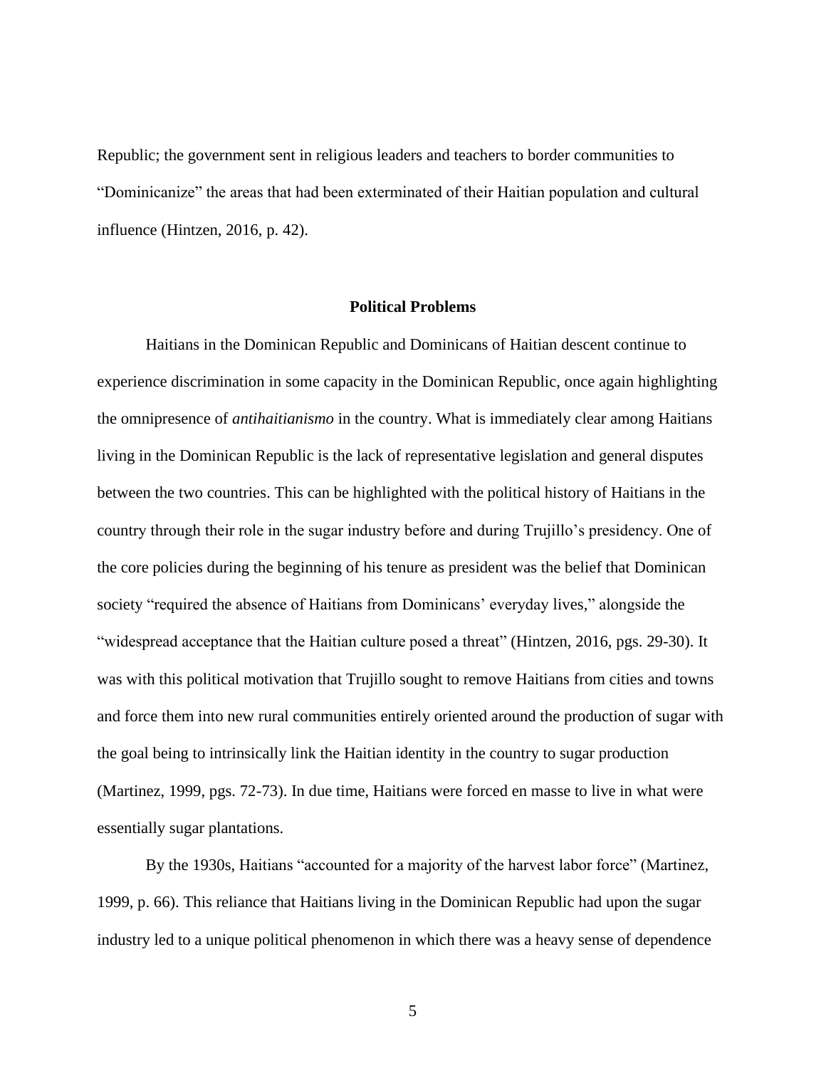Republic; the government sent in religious leaders and teachers to border communities to "Dominicanize" the areas that had been exterminated of their Haitian population and cultural influence (Hintzen, 2016, p. 42).

## Political Problems

Haitians in the Dominican Republic and Dominicans of Haitian descent continue to experience discrimination in some capacity in the Dominican Republic, once again highlighting the omnipresence of *antihaitianismo* in the country. What is immediately clear among Haitians living in the Dominican Republic is the lack of representative legislation and general disputes between the two countries. This can be highlighted with the political history of Haitians in the country through their role in the sugar industry before and during Trujillo's presidency. One of the core policies during the beginning of his tenure as president was the belief that Dominican society "required the absence of Haitians from Dominicans' everyday lives," alongside the "widespread acceptance that the Haitian culture posed a threat" (Hintzen, 2016, pgs. 29-30). It was with this political motivation that Trujillo sought to remove Haitians from cities and towns and force them into new rural communities entirely oriented around the production of sugar with the goal being to intrinsically link the Haitian identity in the country to sugar production (Martinez, 1999, pgs. 72-73). In due time, Haitians were forced en masse to live in what were essentially sugar plantations.

By the 1930s, Haitians "accounted for a majority of the harvest labor force" (Martinez, 1999, p. 66). This reliance that Haitians living in the Dominican Republic had upon the sugar industry led to a unique political phenomenon in which there was a heavy sense of dependence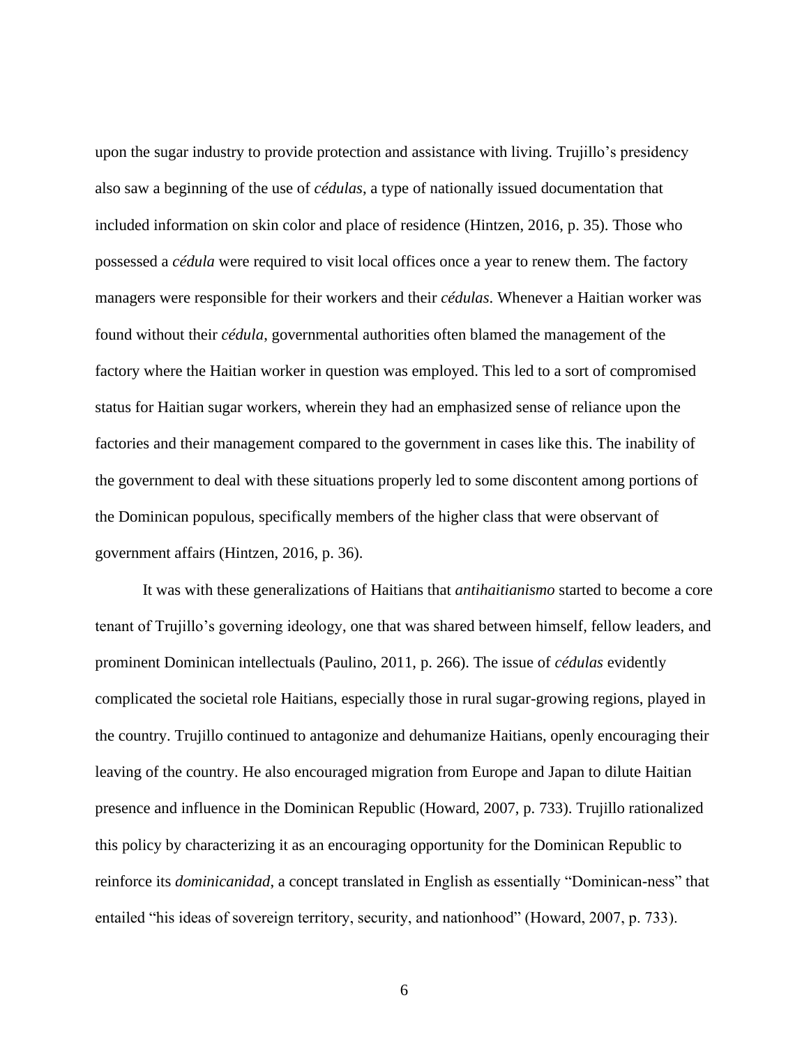upon the sugar industry to provide protection and assistance with living. Trujillo's presidency also saw a beginning of the use of *cédulas*, a type of nationally issued documentation that included information on skin color and place of residence (Hintzen, 2016, p. 35). Those who possessed a *cédula* were required to visit local offices once a year to renew them. The factory managers were responsible for their workers and their *cédulas*. Whenever a Haitian worker was found without their *cédula*, governmental authorities often blamed the management of the factory where the Haitian worker in question was employed. This led to a sort of compromised status for Haitian sugar workers, wherein they had an emphasized sense of reliance upon the factories and their management compared to the government in cases like this. The inability of the government to deal with these situations properly led to some discontent among portions of the Dominican populous, specifically members of the higher class that were observant of government affairs (Hintzen, 2016, p. 36).

It was with these generalizations of Haitians that *antihaitianismo* started to become a core tenant of Trujillo's governing ideology, one that was shared between himself, fellow leaders, and prominent Dominican intellectuals (Paulino, 2011, p. 266). The issue of *cédulas* evidently complicated the societal role Haitians, especially those in rural sugar-growing regions, played in the country. Trujillo continued to antagonize and dehumanize Haitians, openly encouraging their leaving of the country. He also encouraged migration from Europe and Japan to dilute Haitian presence and influence in the Dominican Republic (Howard, 2007, p. 733). Trujillo rationalized this policy by characterizing it as an encouraging opportunity for the Dominican Republic to reinforce its *dominicanidad*, a concept translated in English as essentially "Dominican-ness" that entailed "his ideas of sovereign territory, security, and nationhood" (Howard, 2007, p. 733).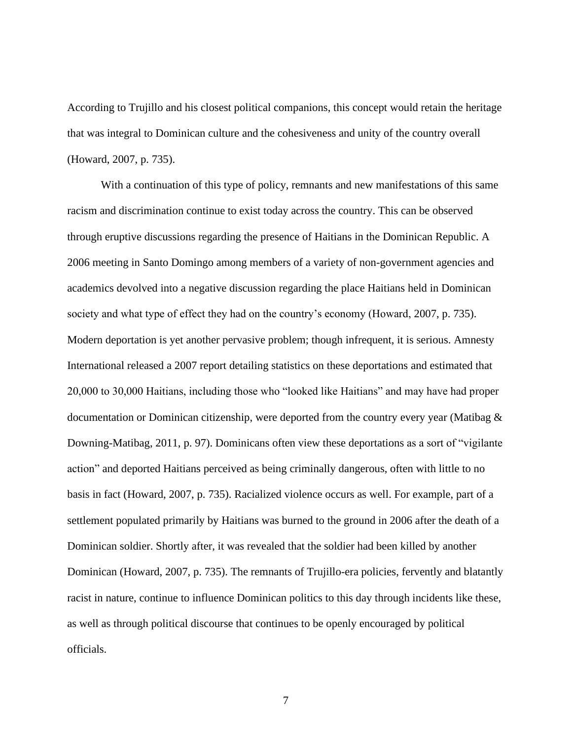According to Trujillo and his closest political companions, this concept would retain the heritage that was integral to Dominican culture and the cohesiveness and unity of the country overall (Howard, 2007, p. 735).

With a continuation of this type of policy, remnants and new manifestations of this same racism and discrimination continue to exist today across the country. This can be observed through eruptive discussions regarding the presence of Haitians in the Dominican Republic. A 2006 meeting in Santo Domingo among members of a variety of non-government agencies and academics devolved into a negative discussion regarding the place Haitians held in Dominican society and what type of effect they had on the country's economy (Howard, 2007, p. 735). Modern deportation is yet another pervasive problem; though infrequent, it is serious. Amnesty International released a 2007 report detailing statistics on these deportations and estimated that 20,000 to 30,000 Haitians, including those who "looked like Haitians" and may have had proper documentation or Dominican citizenship, were deported from the country every year (Matibag & Downing-Matibag, 2011, p. 97). Dominicans often view these deportations as a sort of "vigilante action" and deported Haitians perceived as being criminally dangerous, often with little to no basis in fact (Howard, 2007, p. 735). Racialized violence occurs as well. For example, part of a settlement populated primarily by Haitians was burned to the ground in 2006 after the death of a Dominican soldier. Shortly after, it was revealed that the soldier had been killed by another Dominican (Howard, 2007, p. 735). The remnants of Trujillo-era policies, fervently and blatantly racist in nature, continue to influence Dominican politics to this day through incidents like these, as well as through political discourse that continues to be openly encouraged by political officials.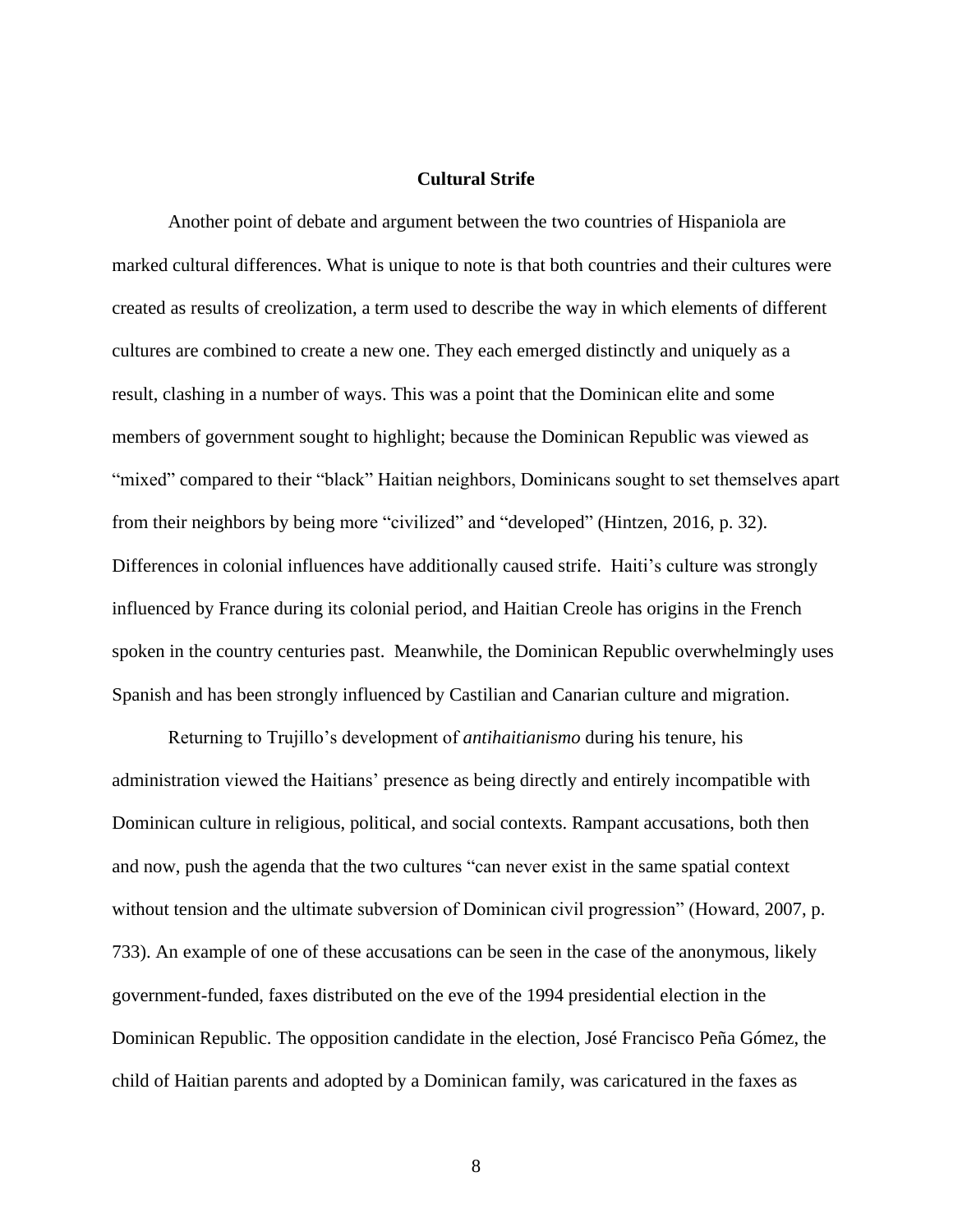## Cultural Strife

Another point of debate and argument between the two countries of Hispaniola are marked cultural differences. What is unique to note is that both countries and their cultures were created as results of creolization, a term used to describe the way in which elements of different cultures are combined to create a new one. They each emerged distinctly and uniquely as a result, clashing in a number of ways. This was a point that the Dominican elite and some members of government sought to highlight; because the Dominican Republic was viewed as "mixed" compared to their "black" Haitian neighbors, Dominicans sought to set themselves apart from their neighbors by being more "civilized" and "developed" (Hintzen, 2016, p. 32). Differences in colonial influences have additionally caused strife. Haiti's culture was strongly influenced by France during its colonial period, and Haitian Creole has origins in the French spoken in the country centuries past. Meanwhile, the Dominican Republic overwhelmingly uses Spanish and has been strongly influenced by Castilian and Canarian culture and migration.

Returning to Trujillo's development of *antihaitianismo* during his tenure, his administration viewed the Haitians' presence as being directly and entirely incompatible with Dominican culture in religious, political, and social contexts. Rampant accusations, both then and now, push the agenda that the two cultures "can never exist in the same spatial context without tension and the ultimate subversion of Dominican civil progression" (Howard, 2007, p. 733). An example of one of these accusations can be seen in the case of the anonymous, likely government-funded, faxes distributed on the eve of the 1994 presidential election in the Dominican Republic. The opposition candidate in the election, José Francisco Peña Gómez, the child of Haitian parents and adopted by a Dominican family, was caricatured in the faxes as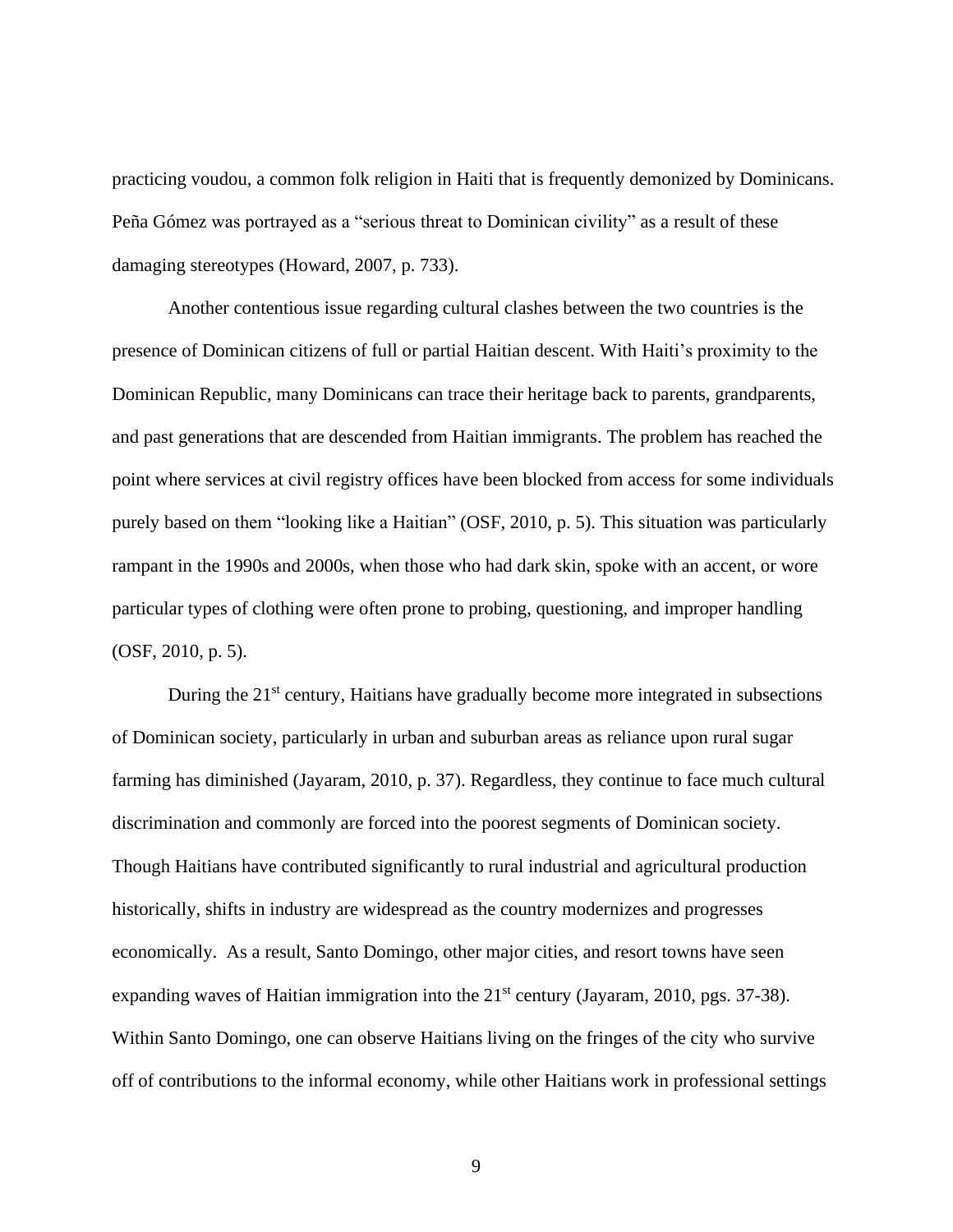practicing voudou, a common folk religion in Haiti that is frequently demonized by Dominicans. Peña Gómez was portrayed as a "serious threat to Dominican civility" as a result of these damaging stereotypes (Howard, 2007, p. 733).

Another contentious issue regarding cultural clashes between the two countries is the presence of Dominican citizens of full or partial Haitian descent. With Haiti's proximity to the Dominican Republic, many Dominicans can trace their heritage back to parents, grandparents, and past generations that are descended from Haitian immigrants. The problem has reached the point where services at civil registry offices have been blocked from access for some individuals purely based on them "looking like a Haitian" (OSF, 2010, p. 5). This situation was particularly rampant in the 1990s and 2000s, when those who had dark skin, spoke with an accent, or wore particular types of clothing were often prone to probing, questioning, and improper handling (OSF, 2010, p. 5).

During the 21st century, Haitians have gradually become more integrated in subsections of Dominican society, particularly in urban and suburban areas as reliance upon rural sugar farming has diminished (Jayaram, 2010, p. 37). Regardless, they continue to face much cultural discrimination and commonly are forced into the poorest segments of Dominican society. Though Haitians have contributed significantly to rural industrial and agricultural production historically, shifts in industry are widespread as the country modernizes and progresses economically. As a result, Santo Domingo, other major cities, and resort towns have seen expanding waves of Haitian immigration into the 21st century (Jayaram, 2010, pgs. 37-38). Within Santo Domingo, one can observe Haitians living on the fringes of the city who survive off of contributions to the informal economy, while other Haitians work in professional settings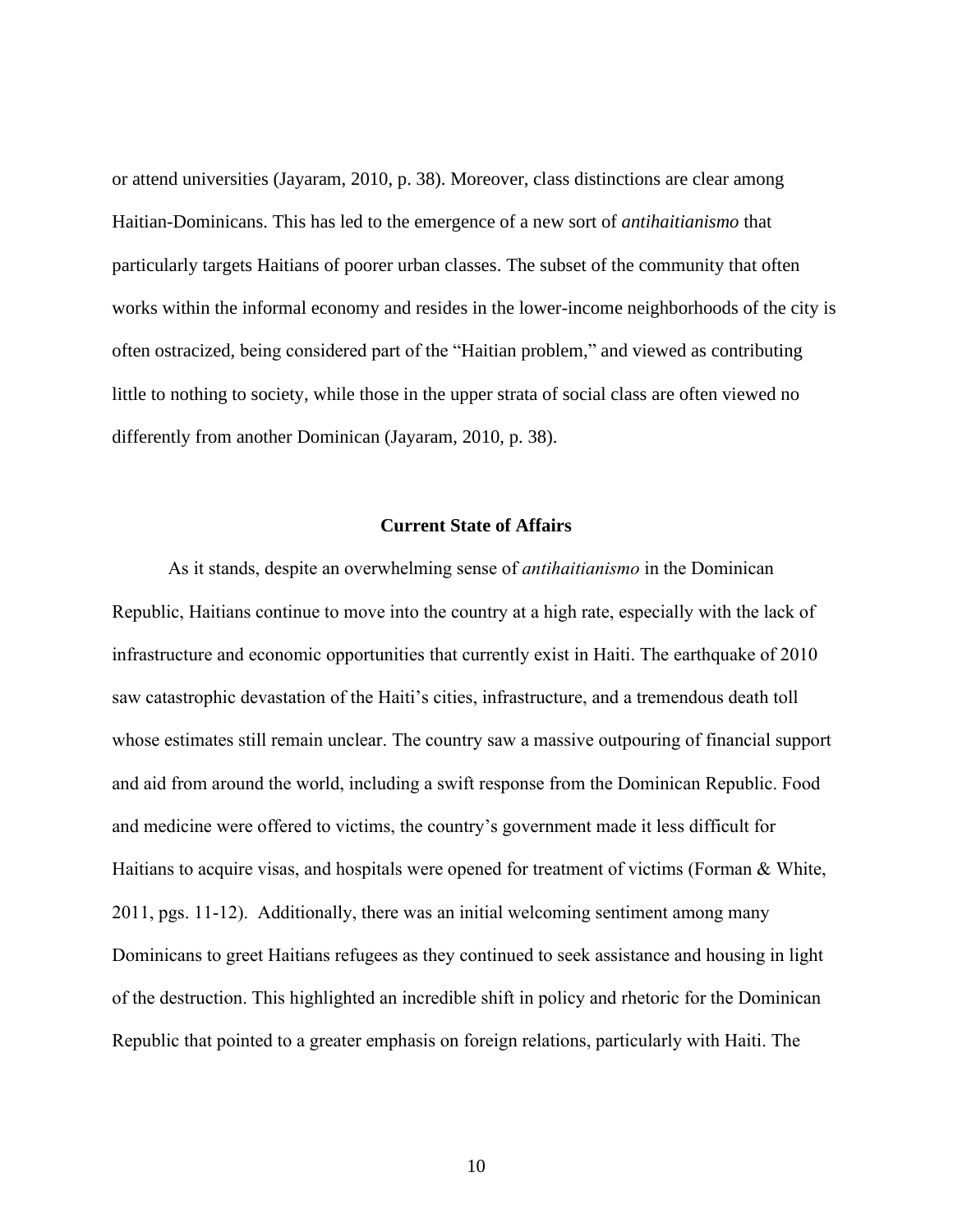or attend universities (Jayaram, 2010, p. 38). Moreover, class distinctions are clear among Haitian-Dominicans. This has led to the emergence of a new sort of *antihaitianismo* that particularly targets Haitians of poorer urban classes. The subset of the community that often works within the informal economy and resides in the lower-income neighborhoods of the city is often ostracized, being considered part of the "Haitian problem," and viewed as contributing little to nothing to society, while those in the upper strata of social class are often viewed no differently from another Dominican (Jayaram, 2010, p. 38).

## Current State of Affairs

As it stands, despite an overwhelming sense of *antihaitianismo* in the Dominican Republic, Haitians continue to move into the country at a high rate, especially with the lack of infrastructure and economic opportunities that currently exist in Haiti. The earthquake of 2010 saw catastrophic devastation of the Haiti's cities, infrastructure, and a tremendous death toll whose estimates still remain unclear. The country saw a massive outpouring of financial support and aid from around the world, including a swift response from the Dominican Republic. Food and medicine were offered to victims, the country's government made it less difficult for Haitians to acquire visas, and hospitals were opened for treatment of victims (Forman & White, 2011, pgs. 11-12). Additionally, there was an initial welcoming sentiment among many Dominicans to greet Haitians refugees as they continued to seek assistance and housing in light of the destruction. This highlighted an incredible shift in policy and rhetoric for the Dominican Republic that pointed to a greater emphasis on foreign relations, particularly with Haiti. The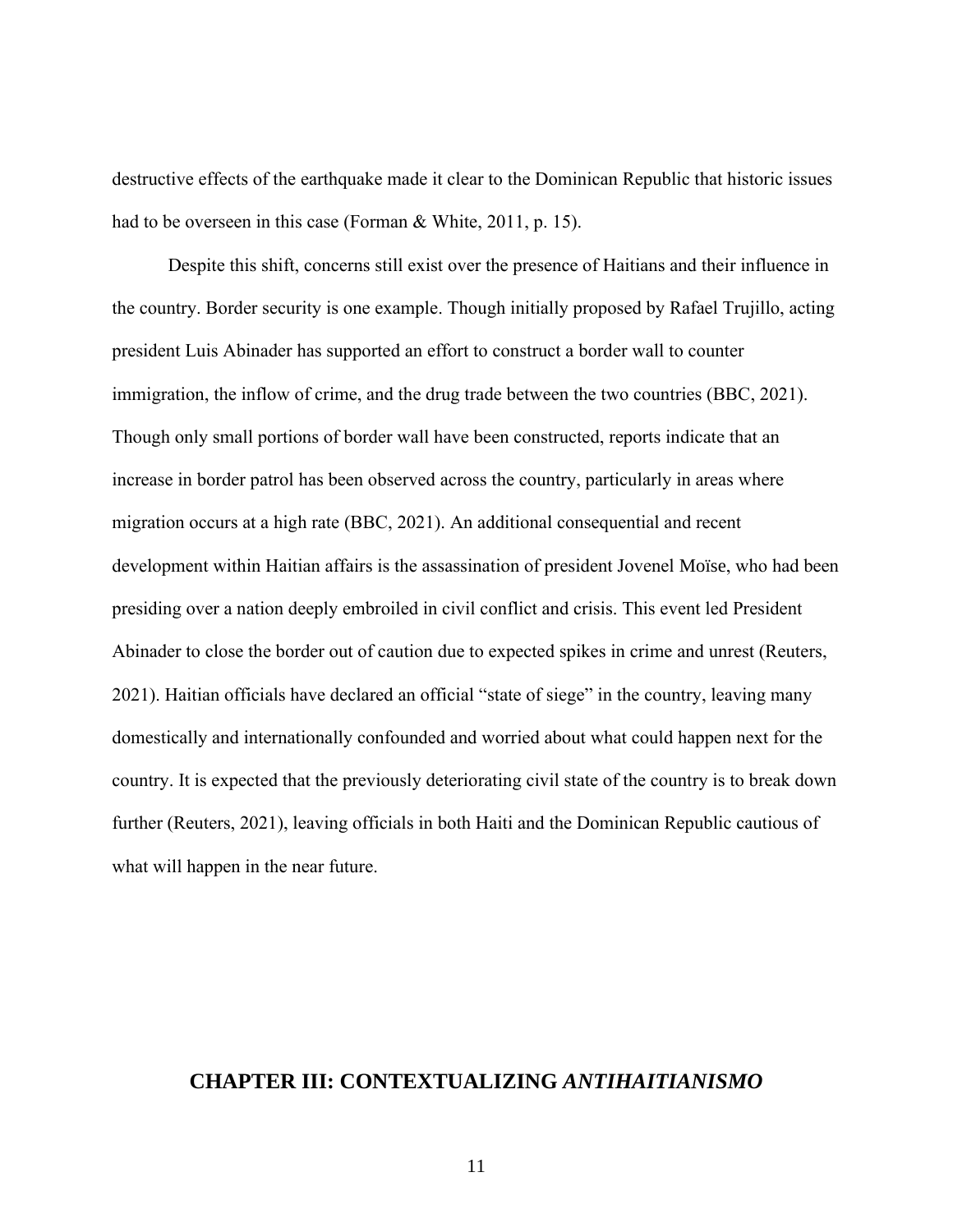destructive effects of the earthquake made it clear to the Dominican Republic that historic issues had to be overseen in this case (Forman & White, 2011, p. 15).

Despite this shift, concerns still exist over the presence of Haitians and their influence in the country. Border security is one example. Though initially proposed by Rafael Trujillo, acting president Luis Abinader has supported an effort to construct a border wall to counter immigration, the inflow of crime, and the drug trade between the two countries (BBC, 2021). Though only small portions of border wall have been constructed, reports indicate that an increase in border patrol has been observed across the country, particularly in areas where migration occurs at a high rate (BBC, 2021). An additional consequential and recent development within Haitian affairs is the assassination of president Jovenel Moïse, who had been presiding over a nation deeply embroiled in civil conflict and crisis. This event led President Abinader to close the border out of caution due to expected spikes in crime and unrest (Reuters, 2021). Haitian officials have declared an official "state of siege" in the country, leaving many domestically and internationally confounded and worried about what could happen next for the country. It is expected that the previously deteriorating civil state of the country is to break down further (Reuters, 2021), leaving officials in both Haiti and the Dominican Republic cautious of what will happen in the near future.

# CHAPTER III: CONTEXTUALIZING *ANTIHAITIANISMO*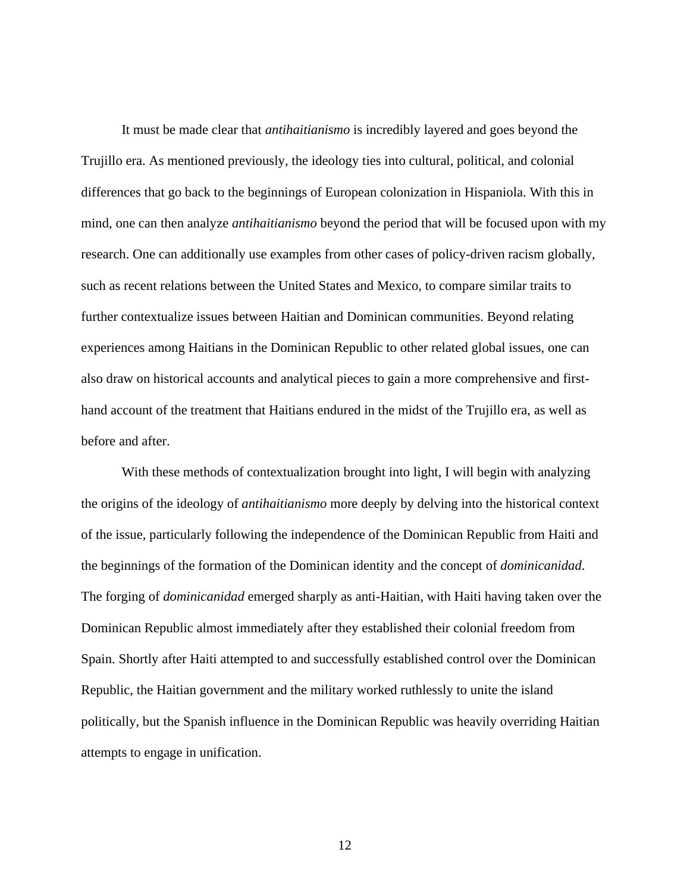It must be made clear that *antihaitianismo* is incredibly layered and goes beyond the Trujillo era. As mentioned previously, the ideology ties into cultural, political, and colonial differences that go back to the beginnings of European colonization in Hispaniola. With this in mind, one can then analyze *antihaitianismo* beyond the period that will be focused upon with my research. One can additionally use examples from other cases of policy-driven racism globally, such as recent relations between the United States and Mexico, to compare similar traits to further contextualize issues between Haitian and Dominican communities. Beyond relating experiences among Haitians in the Dominican Republic to other related global issues, one can also draw on historical accounts and analytical pieces to gain a more comprehensive and first-hand account of the treatment that Haitians endured in the midst of the Trujillo era, as well as before and after.

With these methods of contextualization brought into light, I will begin with analyzing the origins of the ideology of *antihaitianismo* more deeply by delving into the historical context of the issue, particularly following the independence of the Dominican Republic from Haiti and the beginnings of the formation of the Dominican identity and the concept of *dominicanidad*. The forging of *dominicanidad* emerged sharply as anti-Haitian, with Haiti having taken over the Dominican Republic almost immediately after they established their colonial freedom from Spain. Shortly after Haiti attempted to and successfully established control over the Dominican Republic, the Haitian government and the military worked ruthlessly to unite the island politically, but the Spanish influence in the Dominican Republic was heavily overriding Haitian attempts to engage in unification.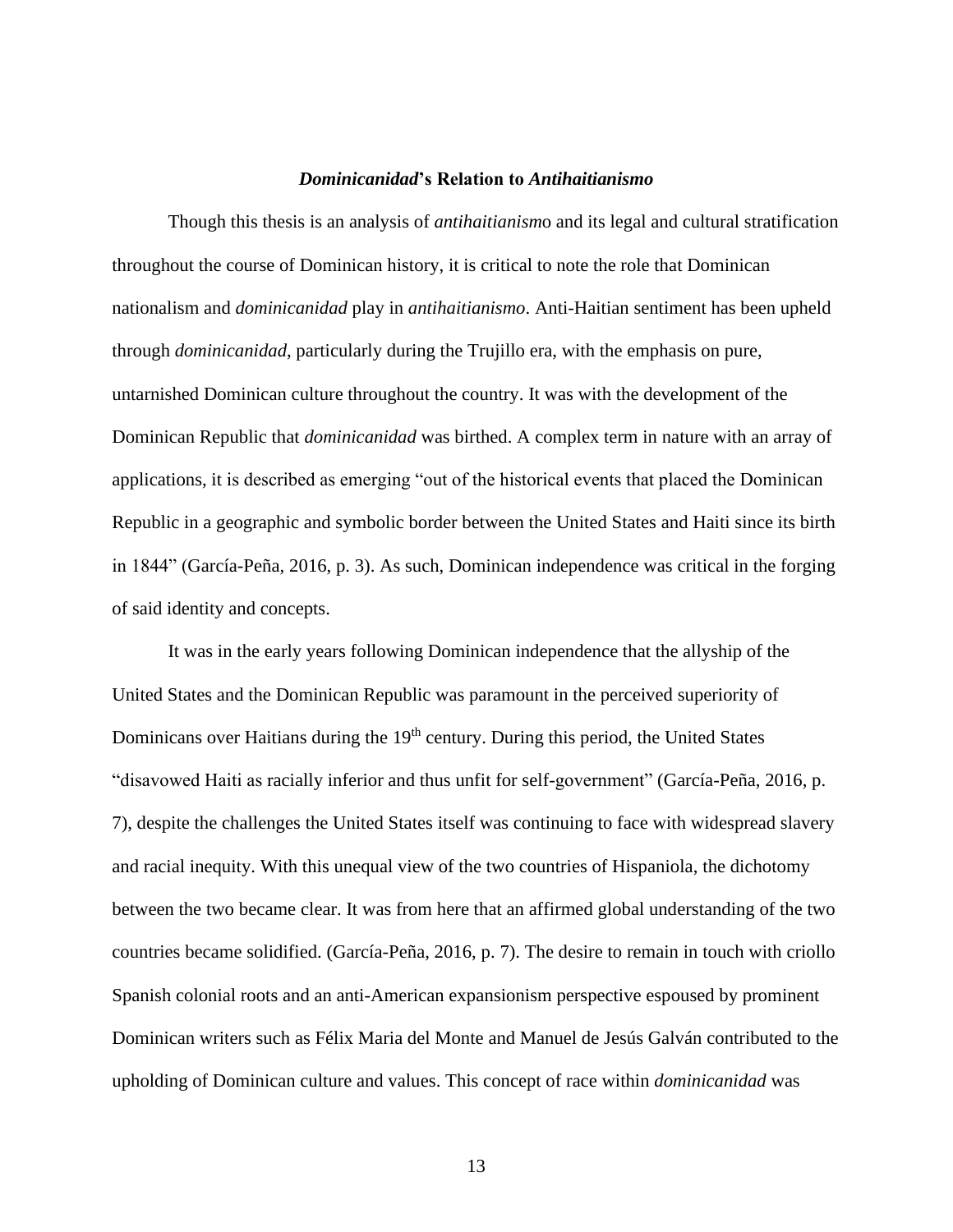### ***Dominicanidad*'s Relation to *Antihaitianismo***

Though this thesis is an analysis of *antihaitianism*o and its legal and cultural stratification throughout the course of Dominican history, it is critical to note the role that Dominican nationalism and *dominicanidad* play in *antihaitianismo*. Anti-Haitian sentiment has been upheld through *dominicanidad*, particularly during the Trujillo era, with the emphasis on pure, untarnished Dominican culture throughout the country. It was with the development of the Dominican Republic that *dominicanidad* was birthed. A complex term in nature with an array of applications, it is described as emerging "out of the historical events that placed the Dominican Republic in a geographic and symbolic border between the United States and Haiti since its birth in 1844" (García-Peña, 2016, p. 3). As such, Dominican independence was critical in the forging of said identity and concepts.

It was in the early years following Dominican independence that the allyship of the United States and the Dominican Republic was paramount in the perceived superiority of Dominicans over Haitians during the 19th century. During this period, the United States "disavowed Haiti as racially inferior and thus unfit for self-government" (García-Peña, 2016, p. 7), despite the challenges the United States itself was continuing to face with widespread slavery and racial inequity. With this unequal view of the two countries of Hispaniola, the dichotomy between the two became clear. It was from here that an affirmed global understanding of the two countries became solidified. (García-Peña, 2016, p. 7). The desire to remain in touch with criollo Spanish colonial roots and an anti-American expansionism perspective espoused by prominent Dominican writers such as Félix Maria del Monte and Manuel de Jesús Galván contributed to the upholding of Dominican culture and values. This concept of race within *dominicanidad* was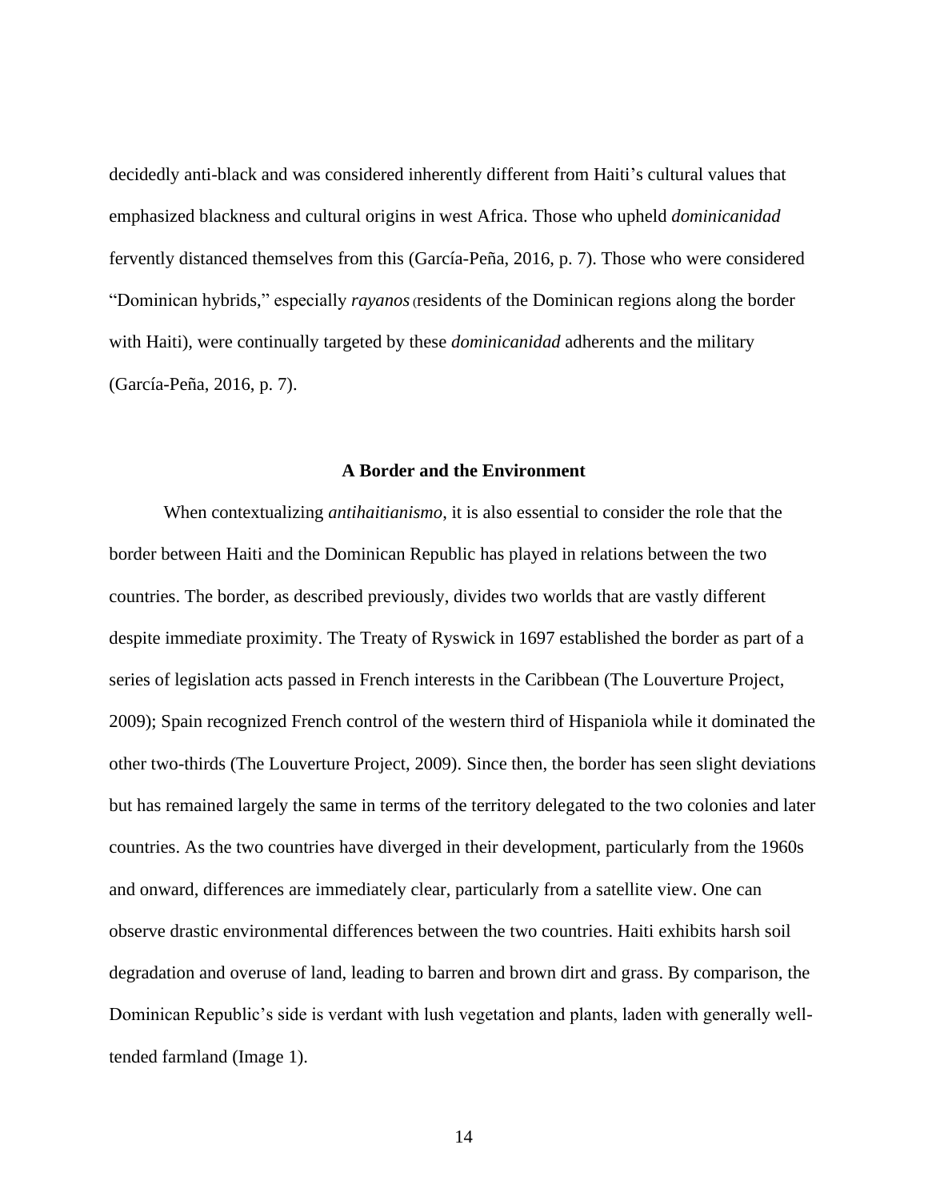decidedly anti-black and was considered inherently different from Haiti's cultural values that emphasized blackness and cultural origins in west Africa. Those who upheld *dominicanidad* fervently distanced themselves from this (García-Peña, 2016, p. 7). Those who were considered "Dominican hybrids," especially *rayanos* (residents of the Dominican regions along the border with Haiti), were continually targeted by these *dominicanidad* adherents and the military (García-Peña, 2016, p. 7).

## A Border and the Environment

When contextualizing *antihaitianismo*, it is also essential to consider the role that the border between Haiti and the Dominican Republic has played in relations between the two countries. The border, as described previously, divides two worlds that are vastly different despite immediate proximity. The Treaty of Ryswick in 1697 established the border as part of a series of legislation acts passed in French interests in the Caribbean (The Louverture Project, 2009); Spain recognized French control of the western third of Hispaniola while it dominated the other two-thirds (The Louverture Project, 2009). Since then, the border has seen slight deviations but has remained largely the same in terms of the territory delegated to the two colonies and later countries. As the two countries have diverged in their development, particularly from the 1960s and onward, differences are immediately clear, particularly from a satellite view. One can observe drastic environmental differences between the two countries. Haiti exhibits harsh soil degradation and overuse of land, leading to barren and brown dirt and grass. By comparison, the Dominican Republic's side is verdant with lush vegetation and plants, laden with generally well-tended farmland (Image 1).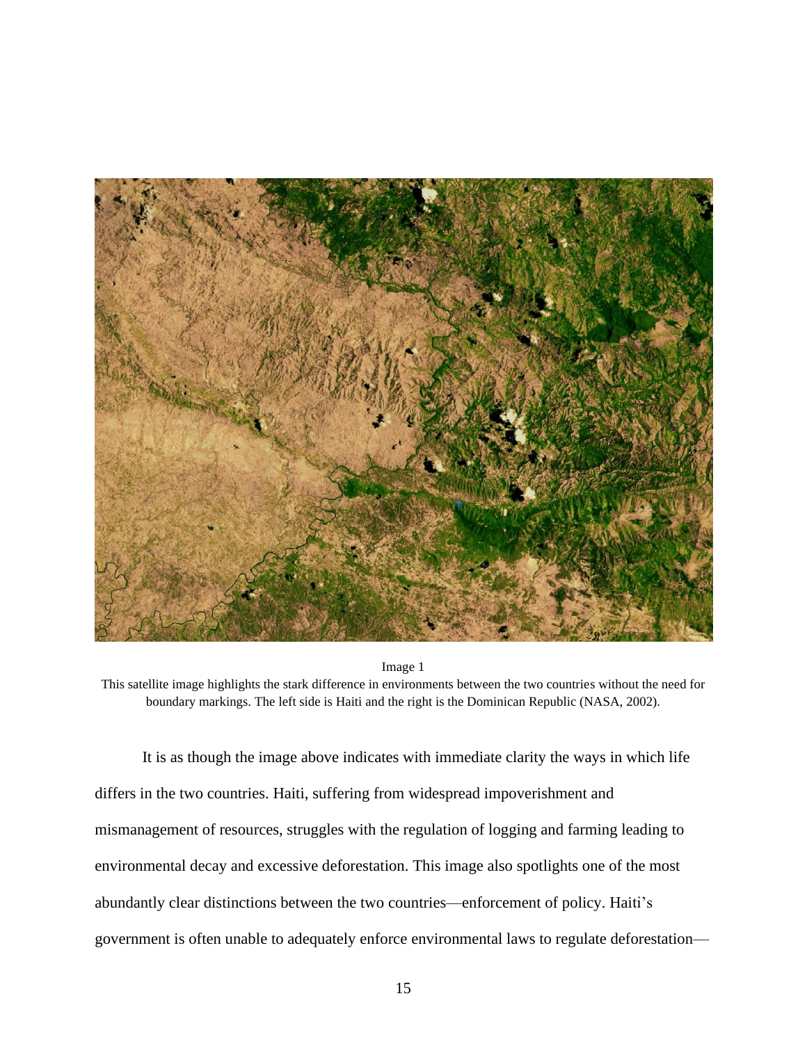Image 1

This satellite image highlights the stark difference in environments between the two countries without the need for boundary markings. The left side is Haiti and the right is the Dominican Republic (NASA, 2002).

It is as though the image above indicates with immediate clarity the ways in which life differs in the two countries. Haiti, suffering from widespread impoverishment and mismanagement of resources, struggles with the regulation of logging and farming leading to environmental decay and excessive deforestation. This image also spotlights one of the most abundantly clear distinctions between the two countries—enforcement of policy. Haiti's government is often unable to adequately enforce environmental laws to regulate deforestation—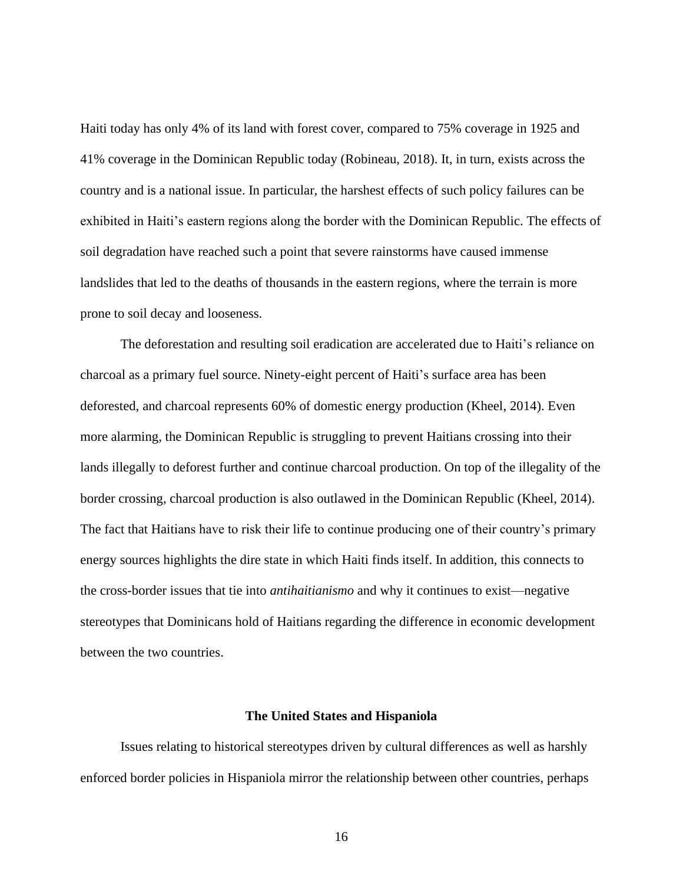Haiti today has only 4% of its land with forest cover, compared to 75% coverage in 1925 and 41% coverage in the Dominican Republic today (Robineau, 2018). It, in turn, exists across the country and is a national issue. In particular, the harshest effects of such policy failures can be exhibited in Haiti's eastern regions along the border with the Dominican Republic. The effects of soil degradation have reached such a point that severe rainstorms have caused immense landslides that led to the deaths of thousands in the eastern regions, where the terrain is more prone to soil decay and looseness.

The deforestation and resulting soil eradication are accelerated due to Haiti's reliance on charcoal as a primary fuel source. Ninety-eight percent of Haiti's surface area has been deforested, and charcoal represents 60% of domestic energy production (Kheel, 2014). Even more alarming, the Dominican Republic is struggling to prevent Haitians crossing into their lands illegally to deforest further and continue charcoal production. On top of the illegality of the border crossing, charcoal production is also outlawed in the Dominican Republic (Kheel, 2014). The fact that Haitians have to risk their life to continue producing one of their country's primary energy sources highlights the dire state in which Haiti finds itself. In addition, this connects to the cross-border issues that tie into *antihaitianismo* and why it continues to exist—negative stereotypes that Dominicans hold of Haitians regarding the difference in economic development between the two countries.

## The United States and Hispaniola

Issues relating to historical stereotypes driven by cultural differences as well as harshly enforced border policies in Hispaniola mirror the relationship between other countries, perhaps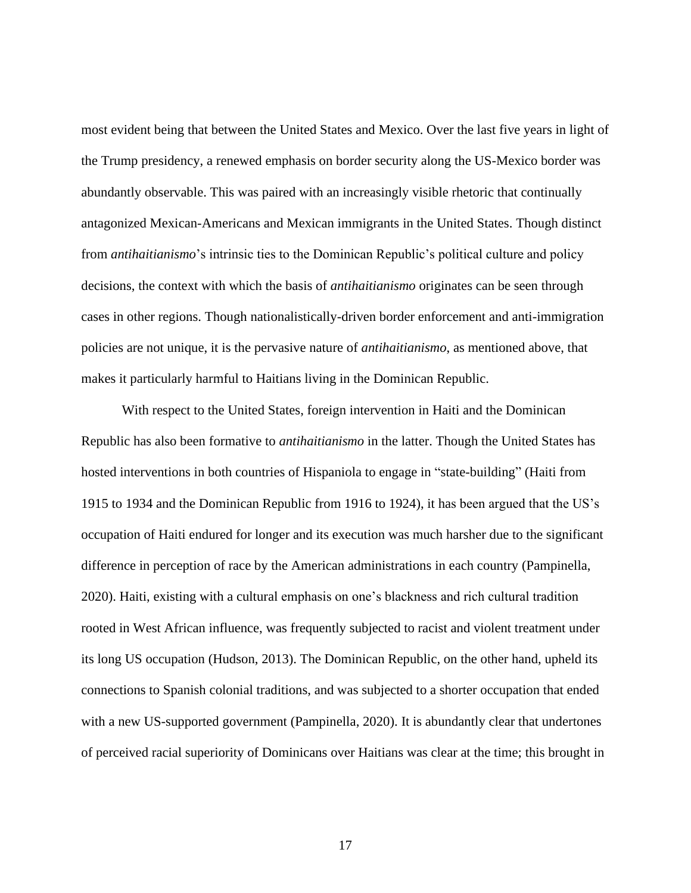most evident being that between the United States and Mexico. Over the last five years in light of the Trump presidency, a renewed emphasis on border security along the US-Mexico border was abundantly observable. This was paired with an increasingly visible rhetoric that continually antagonized Mexican-Americans and Mexican immigrants in the United States. Though distinct from *antihaitianismo*'s intrinsic ties to the Dominican Republic's political culture and policy decisions, the context with which the basis of *antihaitianismo* originates can be seen through cases in other regions. Though nationalistically-driven border enforcement and anti-immigration policies are not unique, it is the pervasive nature of *antihaitianismo*, as mentioned above, that makes it particularly harmful to Haitians living in the Dominican Republic.

With respect to the United States, foreign intervention in Haiti and the Dominican Republic has also been formative to *antihaitianismo* in the latter. Though the United States has hosted interventions in both countries of Hispaniola to engage in "state-building" (Haiti from 1915 to 1934 and the Dominican Republic from 1916 to 1924), it has been argued that the US's occupation of Haiti endured for longer and its execution was much harsher due to the significant difference in perception of race by the American administrations in each country (Pampinella, 2020). Haiti, existing with a cultural emphasis on one's blackness and rich cultural tradition rooted in West African influence, was frequently subjected to racist and violent treatment under its long US occupation (Hudson, 2013). The Dominican Republic, on the other hand, upheld its connections to Spanish colonial traditions, and was subjected to a shorter occupation that ended with a new US-supported government (Pampinella, 2020). It is abundantly clear that undertones of perceived racial superiority of Dominicans over Haitians was clear at the time; this brought in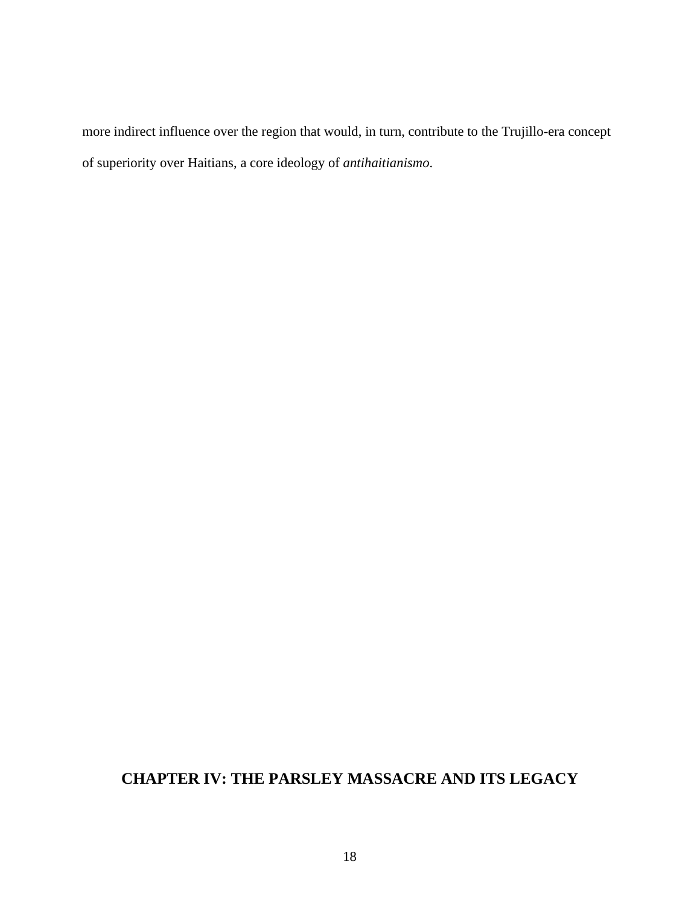more indirect influence over the region that would, in turn, contribute to the Trujillo-era concept of superiority over Haitians, a core ideology of *antihaitianismo*.

# CHAPTER IV: THE PARSLEY MASSACRE AND ITS LEGACY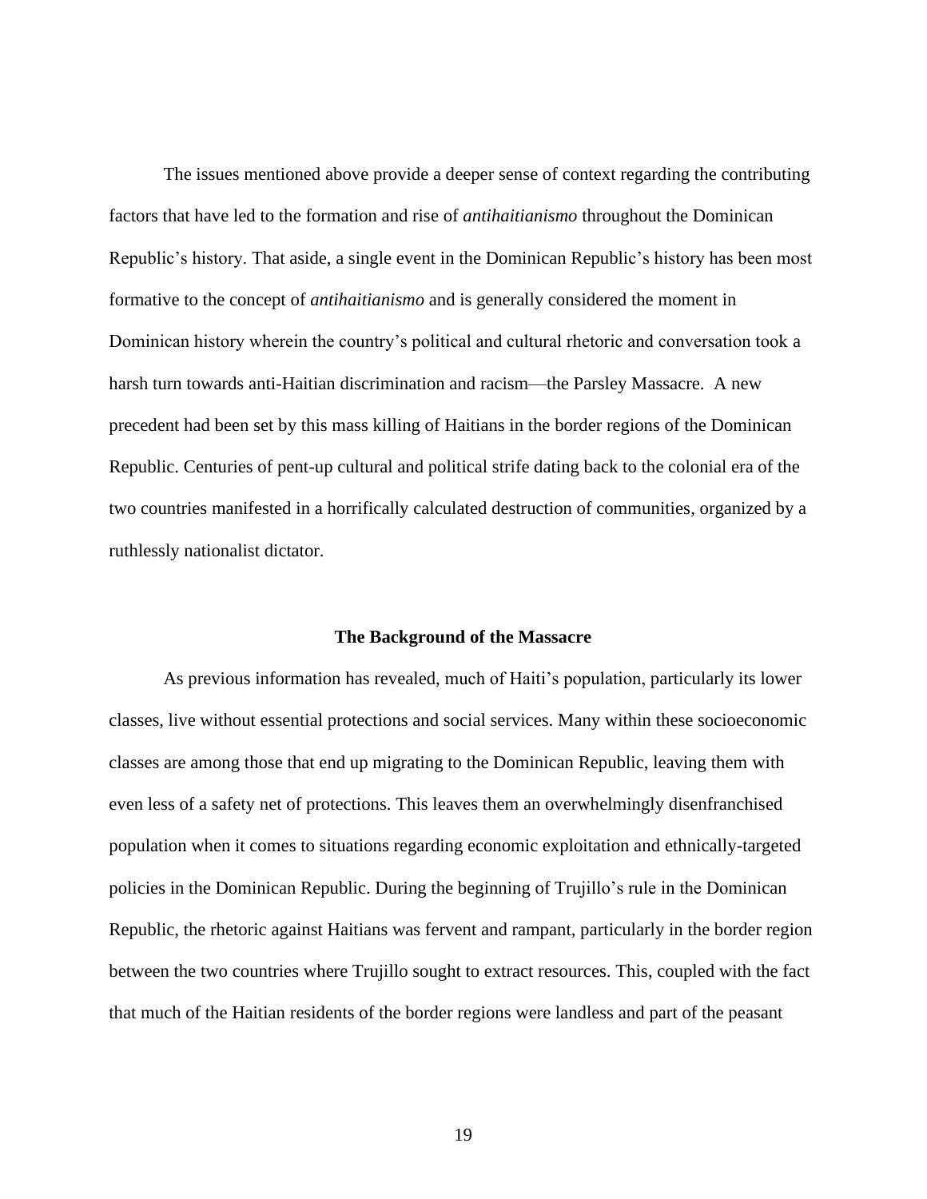The issues mentioned above provide a deeper sense of context regarding the contributing factors that have led to the formation and rise of *antihaitianismo* throughout the Dominican Republic's history. That aside, a single event in the Dominican Republic's history has been most formative to the concept of *antihaitianismo* and is generally considered the moment in Dominican history wherein the country's political and cultural rhetoric and conversation took a harsh turn towards anti-Haitian discrimination and racism—the Parsley Massacre. A new precedent had been set by this mass killing of Haitians in the border regions of the Dominican Republic. Centuries of pent-up cultural and political strife dating back to the colonial era of the two countries manifested in a horrifically calculated destruction of communities, organized by a ruthlessly nationalist dictator.

## The Background of the Massacre

As previous information has revealed, much of Haiti's population, particularly its lower classes, live without essential protections and social services. Many within these socioeconomic classes are among those that end up migrating to the Dominican Republic, leaving them with even less of a safety net of protections. This leaves them an overwhelmingly disenfranchised population when it comes to situations regarding economic exploitation and ethnically-targeted policies in the Dominican Republic. During the beginning of Trujillo's rule in the Dominican Republic, the rhetoric against Haitians was fervent and rampant, particularly in the border region between the two countries where Trujillo sought to extract resources. This, coupled with the fact that much of the Haitian residents of the border regions were landless and part of the peasant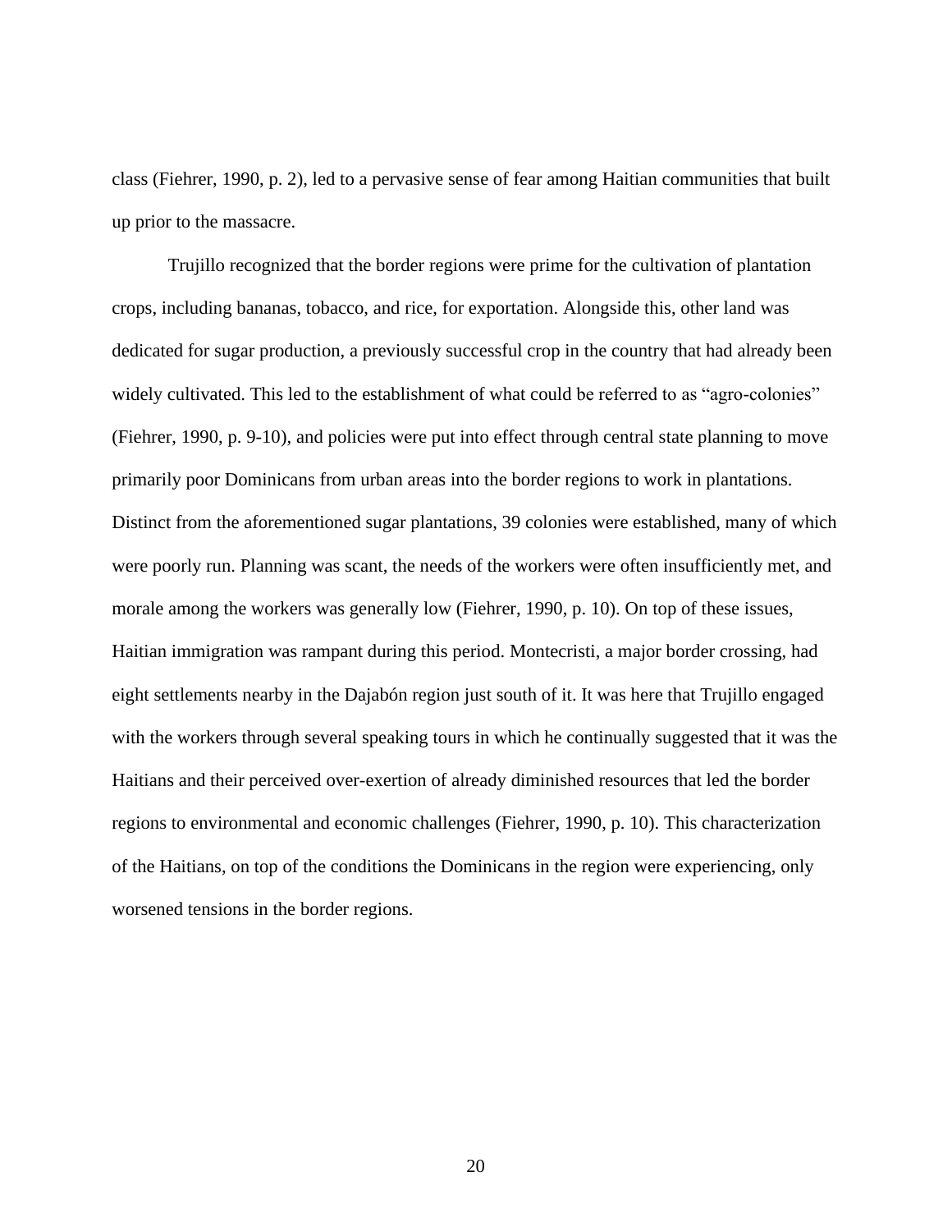class (Fiehrer, 1990, p. 2), led to a pervasive sense of fear among Haitian communities that built up prior to the massacre.

Trujillo recognized that the border regions were prime for the cultivation of plantation crops, including bananas, tobacco, and rice, for exportation. Alongside this, other land was dedicated for sugar production, a previously successful crop in the country that had already been widely cultivated. This led to the establishment of what could be referred to as "agro-colonies" (Fiehrer, 1990, p. 9-10), and policies were put into effect through central state planning to move primarily poor Dominicans from urban areas into the border regions to work in plantations. Distinct from the aforementioned sugar plantations, 39 colonies were established, many of which were poorly run. Planning was scant, the needs of the workers were often insufficiently met, and morale among the workers was generally low (Fiehrer, 1990, p. 10). On top of these issues, Haitian immigration was rampant during this period. Montecristi, a major border crossing, had eight settlements nearby in the Dajabón region just south of it. It was here that Trujillo engaged with the workers through several speaking tours in which he continually suggested that it was the Haitians and their perceived over-exertion of already diminished resources that led the border regions to environmental and economic challenges (Fiehrer, 1990, p. 10). This characterization of the Haitians, on top of the conditions the Dominicans in the region were experiencing, only worsened tensions in the border regions.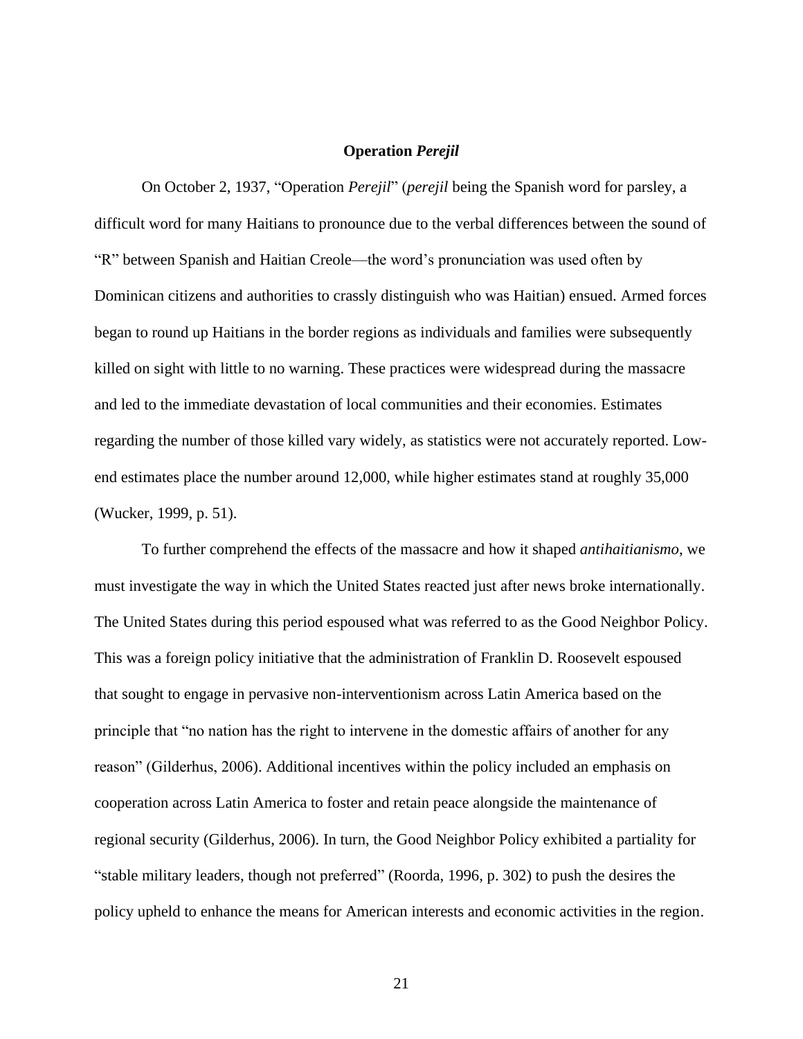## Operation *Perejil*

On October 2, 1937, "Operation *Perejil*" (*perejil* being the Spanish word for parsley, a difficult word for many Haitians to pronounce due to the verbal differences between the sound of "R" between Spanish and Haitian Creole—the word's pronunciation was used often by Dominican citizens and authorities to crassly distinguish who was Haitian) ensued. Armed forces began to round up Haitians in the border regions as individuals and families were subsequently killed on sight with little to no warning. These practices were widespread during the massacre and led to the immediate devastation of local communities and their economies. Estimates regarding the number of those killed vary widely, as statistics were not accurately reported. Low-end estimates place the number around 12,000, while higher estimates stand at roughly 35,000 (Wucker, 1999, p. 51).

To further comprehend the effects of the massacre and how it shaped *antihaitianismo*, we must investigate the way in which the United States reacted just after news broke internationally. The United States during this period espoused what was referred to as the Good Neighbor Policy. This was a foreign policy initiative that the administration of Franklin D. Roosevelt espoused that sought to engage in pervasive non-interventionism across Latin America based on the principle that "no nation has the right to intervene in the domestic affairs of another for any reason" (Gilderhus, 2006). Additional incentives within the policy included an emphasis on cooperation across Latin America to foster and retain peace alongside the maintenance of regional security (Gilderhus, 2006). In turn, the Good Neighbor Policy exhibited a partiality for "stable military leaders, though not preferred" (Roorda, 1996, p. 302) to push the desires the policy upheld to enhance the means for American interests and economic activities in the region.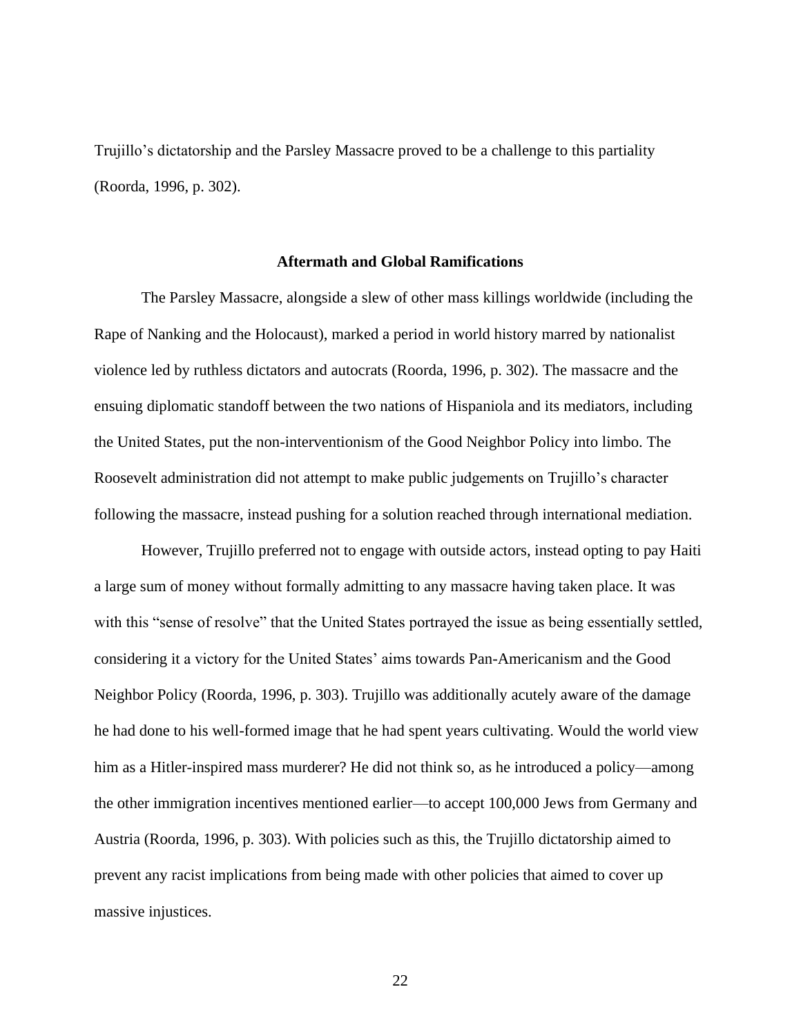Trujillo's dictatorship and the Parsley Massacre proved to be a challenge to this partiality (Roorda, 1996, p. 302).

## Aftermath and Global Ramifications

The Parsley Massacre, alongside a slew of other mass killings worldwide (including the Rape of Nanking and the Holocaust), marked a period in world history marred by nationalist violence led by ruthless dictators and autocrats (Roorda, 1996, p. 302). The massacre and the ensuing diplomatic standoff between the two nations of Hispaniola and its mediators, including the United States, put the non-interventionism of the Good Neighbor Policy into limbo. The Roosevelt administration did not attempt to make public judgements on Trujillo's character following the massacre, instead pushing for a solution reached through international mediation.

However, Trujillo preferred not to engage with outside actors, instead opting to pay Haiti a large sum of money without formally admitting to any massacre having taken place. It was with this "sense of resolve" that the United States portrayed the issue as being essentially settled, considering it a victory for the United States' aims towards Pan-Americanism and the Good Neighbor Policy (Roorda, 1996, p. 303). Trujillo was additionally acutely aware of the damage he had done to his well-formed image that he had spent years cultivating. Would the world view him as a Hitler-inspired mass murderer? He did not think so, as he introduced a policy—among the other immigration incentives mentioned earlier—to accept 100,000 Jews from Germany and Austria (Roorda, 1996, p. 303). With policies such as this, the Trujillo dictatorship aimed to prevent any racist implications from being made with other policies that aimed to cover up massive injustices.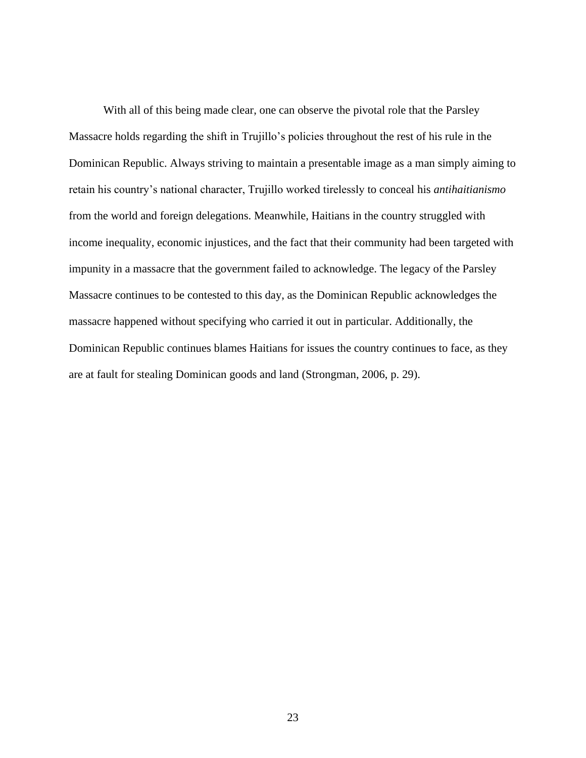With all of this being made clear, one can observe the pivotal role that the Parsley Massacre holds regarding the shift in Trujillo's policies throughout the rest of his rule in the Dominican Republic. Always striving to maintain a presentable image as a man simply aiming to retain his country's national character, Trujillo worked tirelessly to conceal his *antihaitianismo* from the world and foreign delegations. Meanwhile, Haitians in the country struggled with income inequality, economic injustices, and the fact that their community had been targeted with impunity in a massacre that the government failed to acknowledge. The legacy of the Parsley Massacre continues to be contested to this day, as the Dominican Republic acknowledges the massacre happened without specifying who carried it out in particular. Additionally, the Dominican Republic continues blames Haitians for issues the country continues to face, as they are at fault for stealing Dominican goods and land (Strongman, 2006, p. 29).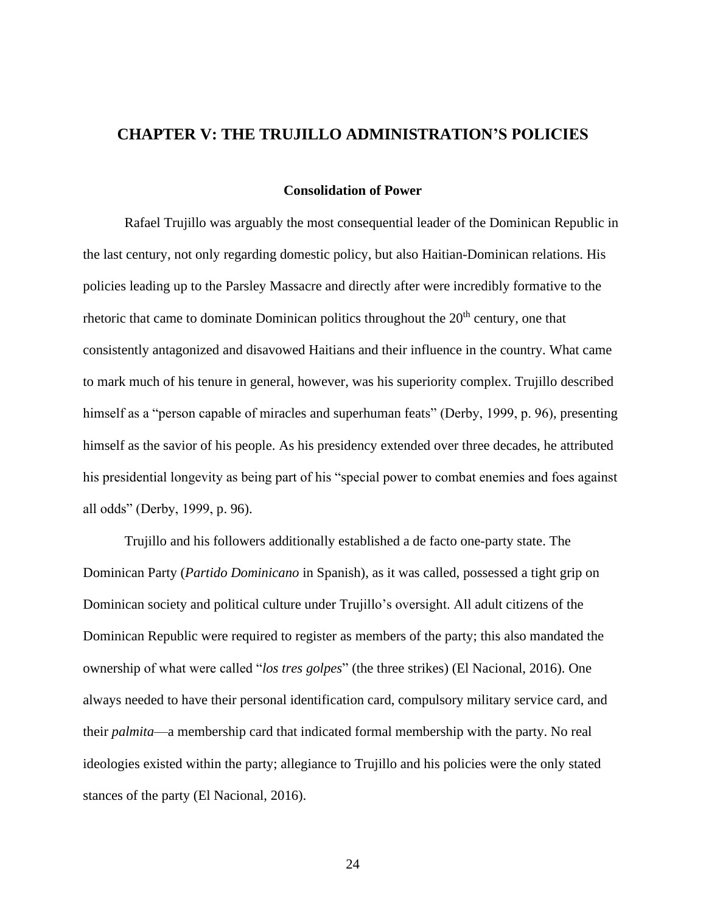# CHAPTER V: THE TRUJILLO ADMINISTRATION'S POLICIES

## Consolidation of Power

Rafael Trujillo was arguably the most consequential leader of the Dominican Republic in the last century, not only regarding domestic policy, but also Haitian-Dominican relations. His policies leading up to the Parsley Massacre and directly after were incredibly formative to the rhetoric that came to dominate Dominican politics throughout the 20th century, one that consistently antagonized and disavowed Haitians and their influence in the country. What came to mark much of his tenure in general, however, was his superiority complex. Trujillo described himself as a "person capable of miracles and superhuman feats" (Derby, 1999, p. 96), presenting himself as the savior of his people. As his presidency extended over three decades, he attributed his presidential longevity as being part of his "special power to combat enemies and foes against all odds" (Derby, 1999, p. 96).

Trujillo and his followers additionally established a de facto one-party state. The Dominican Party (*Partido Dominicano* in Spanish), as it was called, possessed a tight grip on Dominican society and political culture under Trujillo's oversight. All adult citizens of the Dominican Republic were required to register as members of the party; this also mandated the ownership of what were called "*los tres golpes*" (the three strikes) (El Nacional, 2016). One always needed to have their personal identification card, compulsory military service card, and their *palmita*—a membership card that indicated formal membership with the party. No real ideologies existed within the party; allegiance to Trujillo and his policies were the only stated stances of the party (El Nacional, 2016).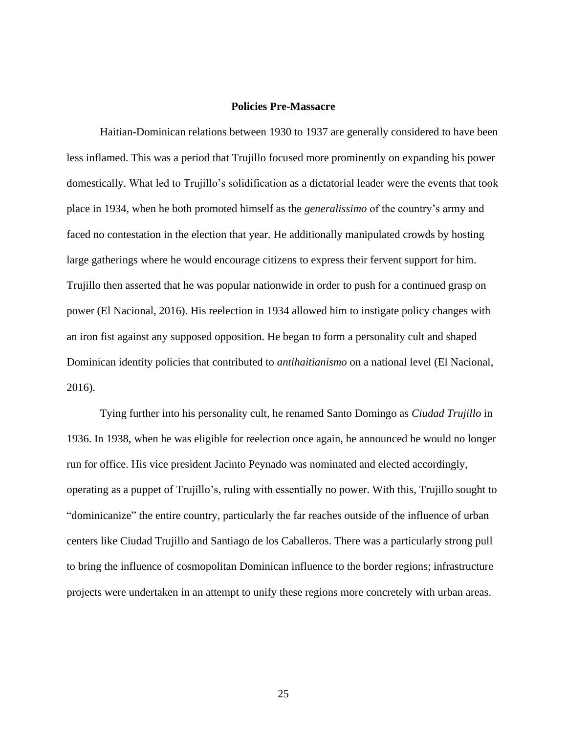## Policies Pre-Massacre

Haitian-Dominican relations between 1930 to 1937 are generally considered to have been less inflamed. This was a period that Trujillo focused more prominently on expanding his power domestically. What led to Trujillo's solidification as a dictatorial leader were the events that took place in 1934, when he both promoted himself as the *generalissimo* of the country's army and faced no contestation in the election that year. He additionally manipulated crowds by hosting large gatherings where he would encourage citizens to express their fervent support for him. Trujillo then asserted that he was popular nationwide in order to push for a continued grasp on power (El Nacional, 2016). His reelection in 1934 allowed him to instigate policy changes with an iron fist against any supposed opposition. He began to form a personality cult and shaped Dominican identity policies that contributed to *antihaitianismo* on a national level (El Nacional, 2016).

Tying further into his personality cult, he renamed Santo Domingo as *Ciudad Trujillo* in 1936. In 1938, when he was eligible for reelection once again, he announced he would no longer run for office. His vice president Jacinto Peynado was nominated and elected accordingly, operating as a puppet of Trujillo's, ruling with essentially no power. With this, Trujillo sought to "dominicanize" the entire country, particularly the far reaches outside of the influence of urban centers like Ciudad Trujillo and Santiago de los Caballeros. There was a particularly strong pull to bring the influence of cosmopolitan Dominican influence to the border regions; infrastructure projects were undertaken in an attempt to unify these regions more concretely with urban areas.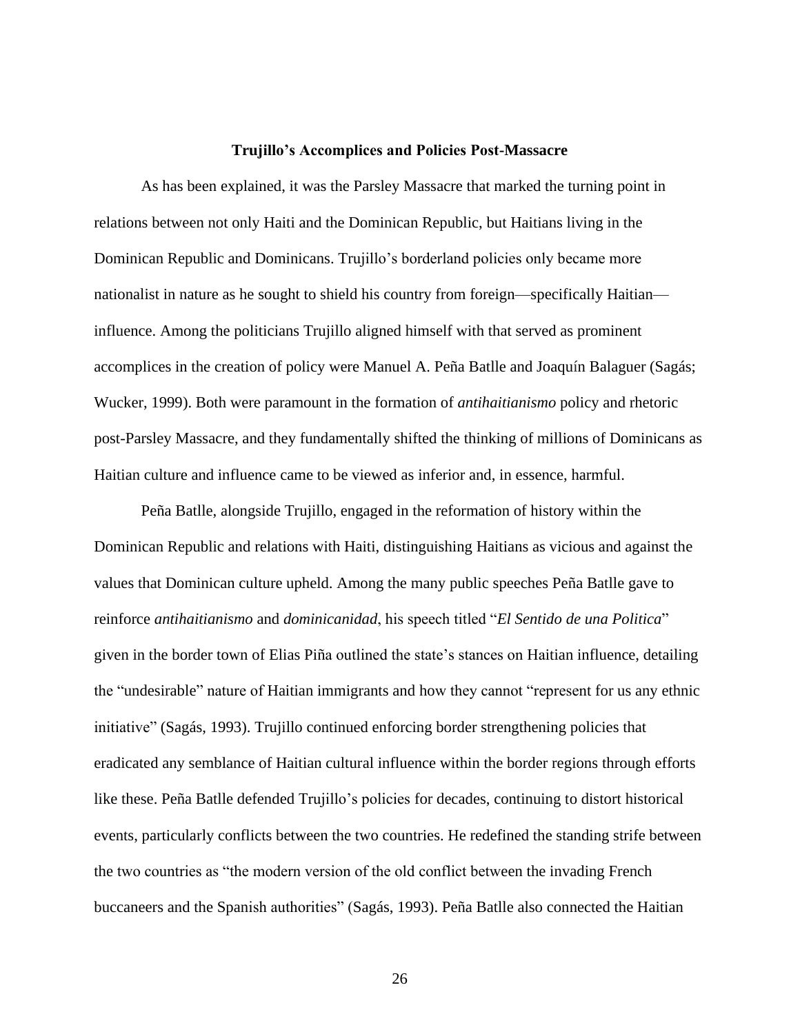## Trujillo's Accomplices and Policies Post-Massacre

As has been explained, it was the Parsley Massacre that marked the turning point in relations between not only Haiti and the Dominican Republic, but Haitians living in the Dominican Republic and Dominicans. Trujillo's borderland policies only became more nationalist in nature as he sought to shield his country from foreign—specifically Haitian—influence. Among the politicians Trujillo aligned himself with that served as prominent accomplices in the creation of policy were Manuel A. Peña Batlle and Joaquín Balaguer (Sagás; Wucker, 1999). Both were paramount in the formation of *antihaitianismo* policy and rhetoric post-Parsley Massacre, and they fundamentally shifted the thinking of millions of Dominicans as Haitian culture and influence came to be viewed as inferior and, in essence, harmful.

Peña Batlle, alongside Trujillo, engaged in the reformation of history within the Dominican Republic and relations with Haiti, distinguishing Haitians as vicious and against the values that Dominican culture upheld. Among the many public speeches Peña Batlle gave to reinforce *antihaitianismo* and *dominicanidad*, his speech titled "*El Sentido de una Politica*" given in the border town of Elias Piña outlined the state's stances on Haitian influence, detailing the "undesirable" nature of Haitian immigrants and how they cannot "represent for us any ethnic initiative" (Sagás, 1993). Trujillo continued enforcing border strengthening policies that eradicated any semblance of Haitian cultural influence within the border regions through efforts like these. Peña Batlle defended Trujillo's policies for decades, continuing to distort historical events, particularly conflicts between the two countries. He redefined the standing strife between the two countries as "the modern version of the old conflict between the invading French buccaneers and the Spanish authorities" (Sagás, 1993). Peña Batlle also connected the Haitian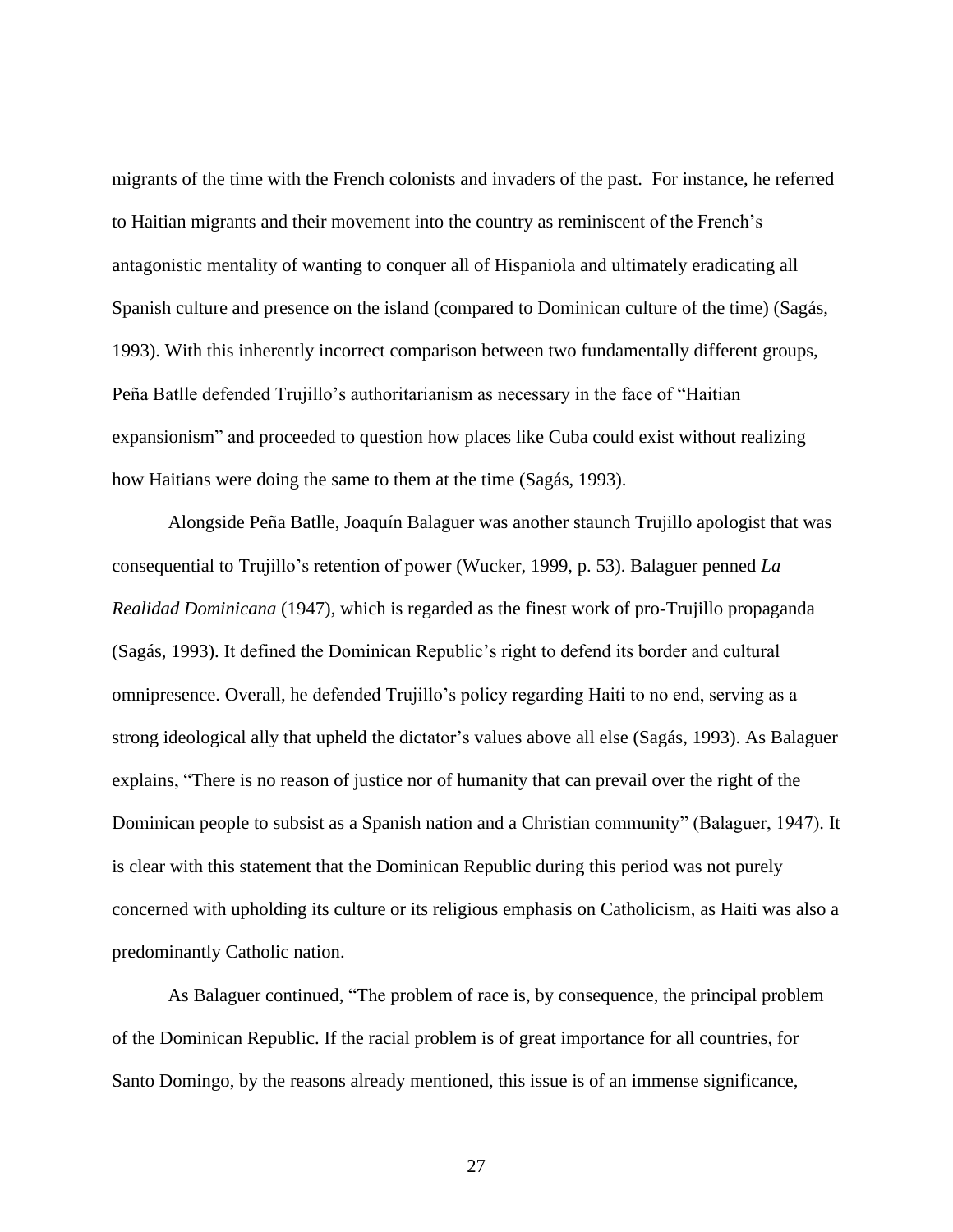migrants of the time with the French colonists and invaders of the past. For instance, he referred to Haitian migrants and their movement into the country as reminiscent of the French's antagonistic mentality of wanting to conquer all of Hispaniola and ultimately eradicating all Spanish culture and presence on the island (compared to Dominican culture of the time) (Sagás, 1993). With this inherently incorrect comparison between two fundamentally different groups, Peña Batlle defended Trujillo's authoritarianism as necessary in the face of "Haitian expansionism" and proceeded to question how places like Cuba could exist without realizing how Haitians were doing the same to them at the time (Sagás, 1993).

Alongside Peña Batlle, Joaquín Balaguer was another staunch Trujillo apologist that was consequential to Trujillo's retention of power (Wucker, 1999, p. 53). Balaguer penned *La Realidad Dominicana* (1947), which is regarded as the finest work of pro-Trujillo propaganda (Sagás, 1993). It defined the Dominican Republic's right to defend its border and cultural omnipresence. Overall, he defended Trujillo's policy regarding Haiti to no end, serving as a strong ideological ally that upheld the dictator's values above all else (Sagás, 1993). As Balaguer explains, "There is no reason of justice nor of humanity that can prevail over the right of the Dominican people to subsist as a Spanish nation and a Christian community" (Balaguer, 1947). It is clear with this statement that the Dominican Republic during this period was not purely concerned with upholding its culture or its religious emphasis on Catholicism, as Haiti was also a predominantly Catholic nation.

As Balaguer continued, "The problem of race is, by consequence, the principal problem of the Dominican Republic. If the racial problem is of great importance for all countries, for Santo Domingo, by the reasons already mentioned, this issue is of an immense significance,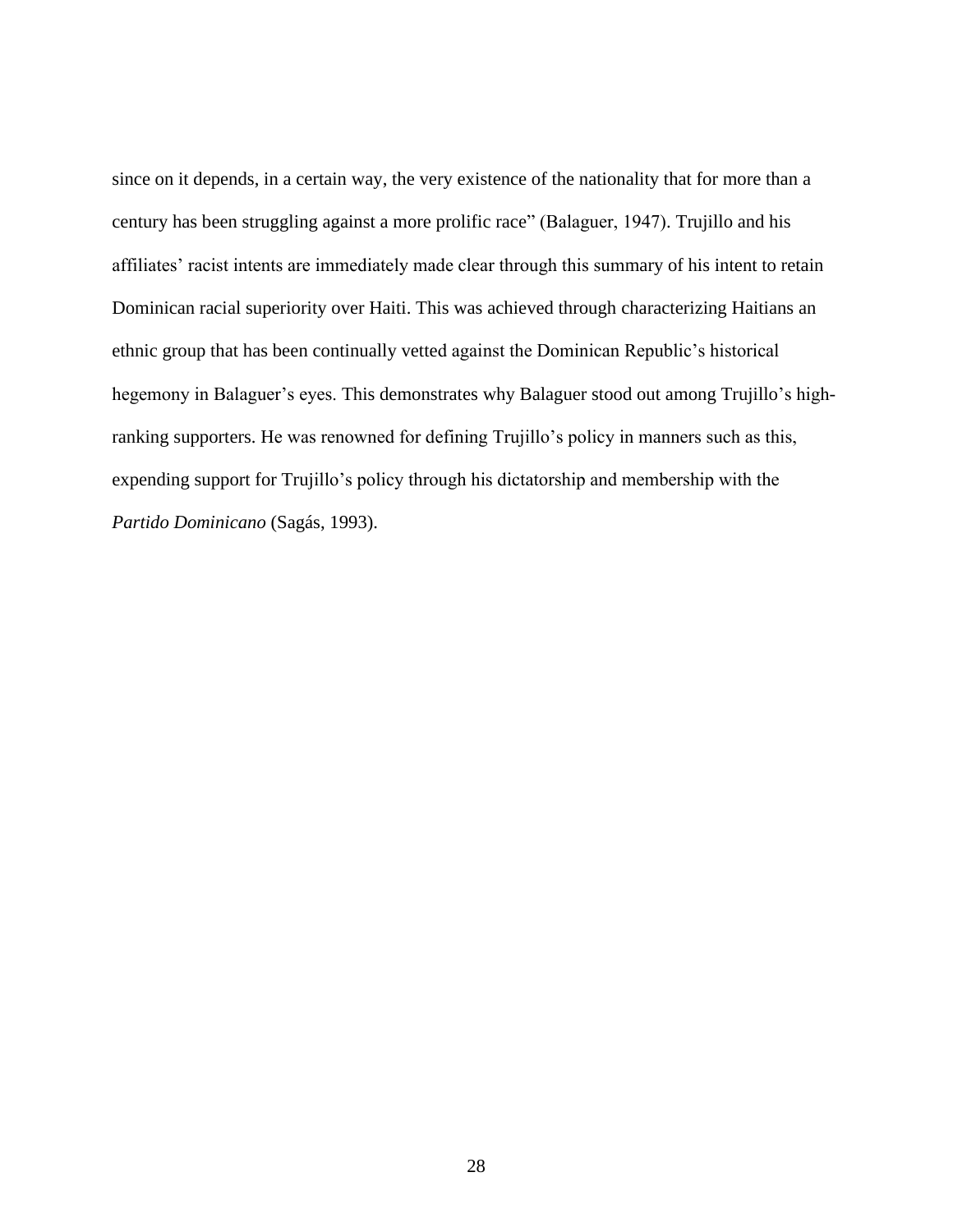since on it depends, in a certain way, the very existence of the nationality that for more than a century has been struggling against a more prolific race" (Balaguer, 1947). Trujillo and his affiliates' racist intents are immediately made clear through this summary of his intent to retain Dominican racial superiority over Haiti. This was achieved through characterizing Haitians an ethnic group that has been continually vetted against the Dominican Republic's historical hegemony in Balaguer's eyes. This demonstrates why Balaguer stood out among Trujillo's high-ranking supporters. He was renowned for defining Trujillo's policy in manners such as this, expending support for Trujillo's policy through his dictatorship and membership with the *Partido Dominicano* (Sagás, 1993).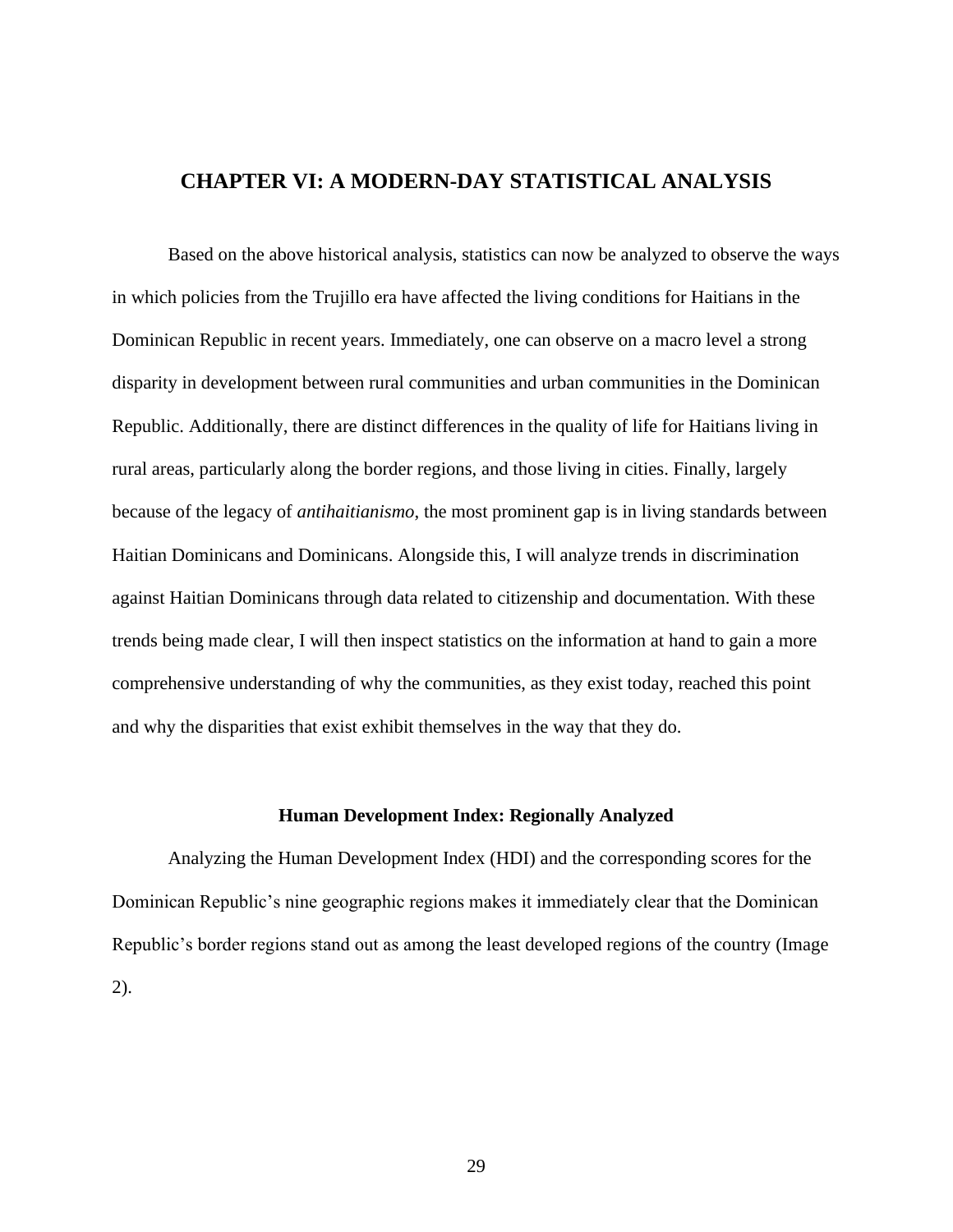# CHAPTER VI: A MODERN-DAY STATISTICAL ANALYSIS

Based on the above historical analysis, statistics can now be analyzed to observe the ways in which policies from the Trujillo era have affected the living conditions for Haitians in the Dominican Republic in recent years. Immediately, one can observe on a macro level a strong disparity in development between rural communities and urban communities in the Dominican Republic. Additionally, there are distinct differences in the quality of life for Haitians living in rural areas, particularly along the border regions, and those living in cities. Finally, largely because of the legacy of *antihaitianismo*, the most prominent gap is in living standards between Haitian Dominicans and Dominicans. Alongside this, I will analyze trends in discrimination against Haitian Dominicans through data related to citizenship and documentation. With these trends being made clear, I will then inspect statistics on the information at hand to gain a more comprehensive understanding of why the communities, as they exist today, reached this point and why the disparities that exist exhibit themselves in the way that they do.

### Human Development Index: Regionally Analyzed

Analyzing the Human Development Index (HDI) and the corresponding scores for the Dominican Republic's nine geographic regions makes it immediately clear that the Dominican Republic's border regions stand out as among the least developed regions of the country (Image 2).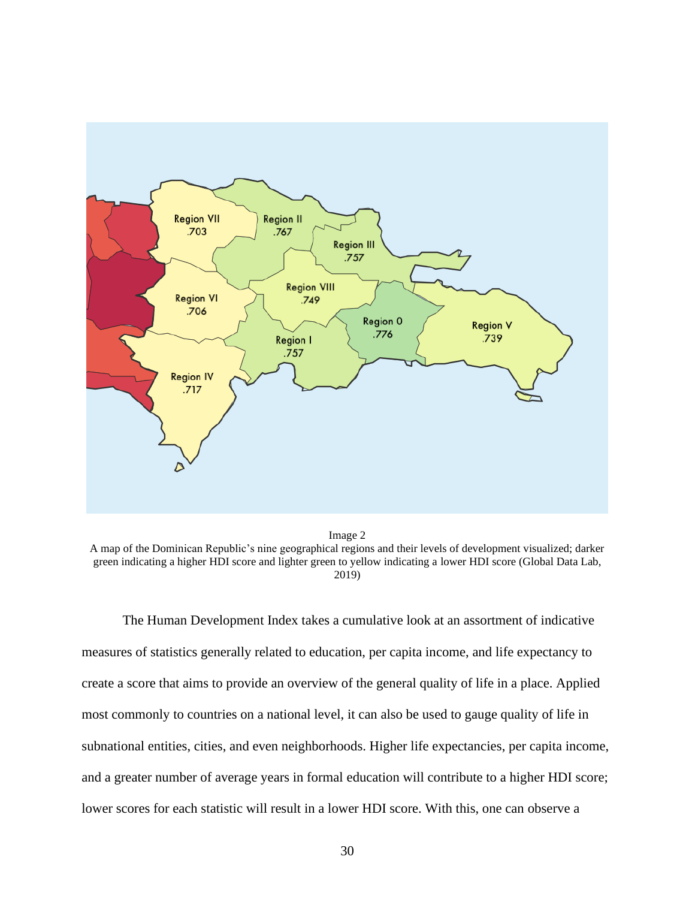Region VII
.703

Region II
.767

Region III
.757

Region VIII
.749

Region VI
.706

Region 0
.776

Region V
.739

Region I
.757

Region IV
.717

Image 2
A map of the Dominican Republic's nine geographical regions and their levels of development visualized; darker green indicating a higher HDI score and lighter green to yellow indicating a lower HDI score (Global Data Lab, 2019)

The Human Development Index takes a cumulative look at an assortment of indicative measures of statistics generally related to education, per capita income, and life expectancy to create a score that aims to provide an overview of the general quality of life in a place. Applied most commonly to countries on a national level, it can also be used to gauge quality of life in subnational entities, cities, and even neighborhoods. Higher life expectancies, per capita income, and a greater number of average years in formal education will contribute to a higher HDI score; lower scores for each statistic will result in a lower HDI score. With this, one can observe a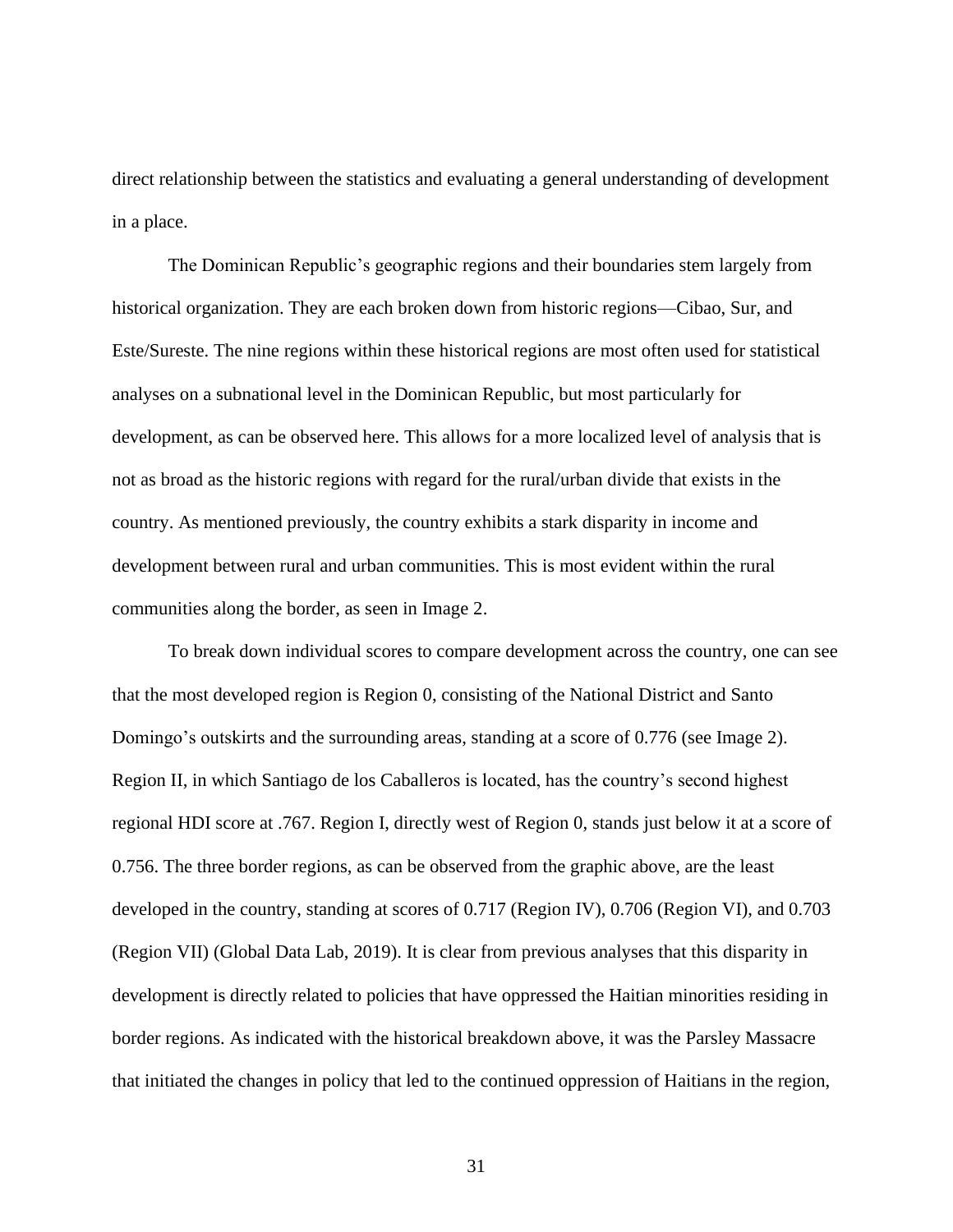direct relationship between the statistics and evaluating a general understanding of development in a place.

The Dominican Republic's geographic regions and their boundaries stem largely from historical organization. They are each broken down from historic regions—Cibao, Sur, and Este/Sureste. The nine regions within these historical regions are most often used for statistical analyses on a subnational level in the Dominican Republic, but most particularly for development, as can be observed here. This allows for a more localized level of analysis that is not as broad as the historic regions with regard for the rural/urban divide that exists in the country. As mentioned previously, the country exhibits a stark disparity in income and development between rural and urban communities. This is most evident within the rural communities along the border, as seen in Image 2.

To break down individual scores to compare development across the country, one can see that the most developed region is Region 0, consisting of the National District and Santo Domingo's outskirts and the surrounding areas, standing at a score of 0.776 (see Image 2). Region II, in which Santiago de los Caballeros is located, has the country's second highest regional HDI score at .767. Region I, directly west of Region 0, stands just below it at a score of 0.756. The three border regions, as can be observed from the graphic above, are the least developed in the country, standing at scores of 0.717 (Region IV), 0.706 (Region VI), and 0.703 (Region VII) (Global Data Lab, 2019). It is clear from previous analyses that this disparity in development is directly related to policies that have oppressed the Haitian minorities residing in border regions. As indicated with the historical breakdown above, it was the Parsley Massacre that initiated the changes in policy that led to the continued oppression of Haitians in the region,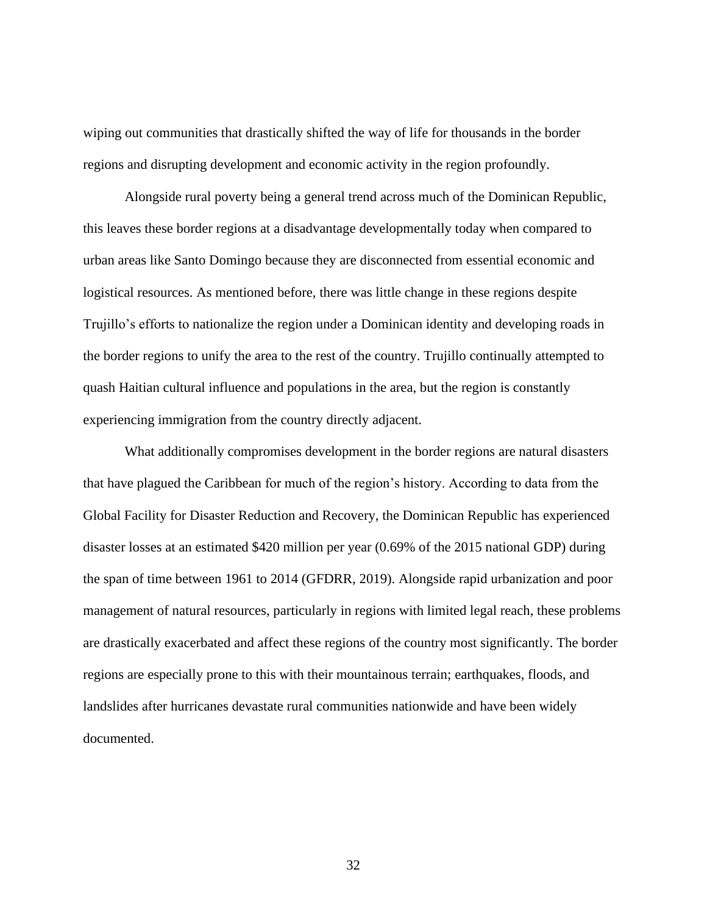wiping out communities that drastically shifted the way of life for thousands in the border regions and disrupting development and economic activity in the region profoundly.

Alongside rural poverty being a general trend across much of the Dominican Republic, this leaves these border regions at a disadvantage developmentally today when compared to urban areas like Santo Domingo because they are disconnected from essential economic and logistical resources. As mentioned before, there was little change in these regions despite Trujillo's efforts to nationalize the region under a Dominican identity and developing roads in the border regions to unify the area to the rest of the country. Trujillo continually attempted to quash Haitian cultural influence and populations in the area, but the region is constantly experiencing immigration from the country directly adjacent.

What additionally compromises development in the border regions are natural disasters that have plagued the Caribbean for much of the region's history. According to data from the Global Facility for Disaster Reduction and Recovery, the Dominican Republic has experienced disaster losses at an estimated $420 million per year (0.69% of the 2015 national GDP) during the span of time between 1961 to 2014 (GFDRR, 2019). Alongside rapid urbanization and poor management of natural resources, particularly in regions with limited legal reach, these problems are drastically exacerbated and affect these regions of the country most significantly. The border regions are especially prone to this with their mountainous terrain; earthquakes, floods, and landslides after hurricanes devastate rural communities nationwide and have been widely documented.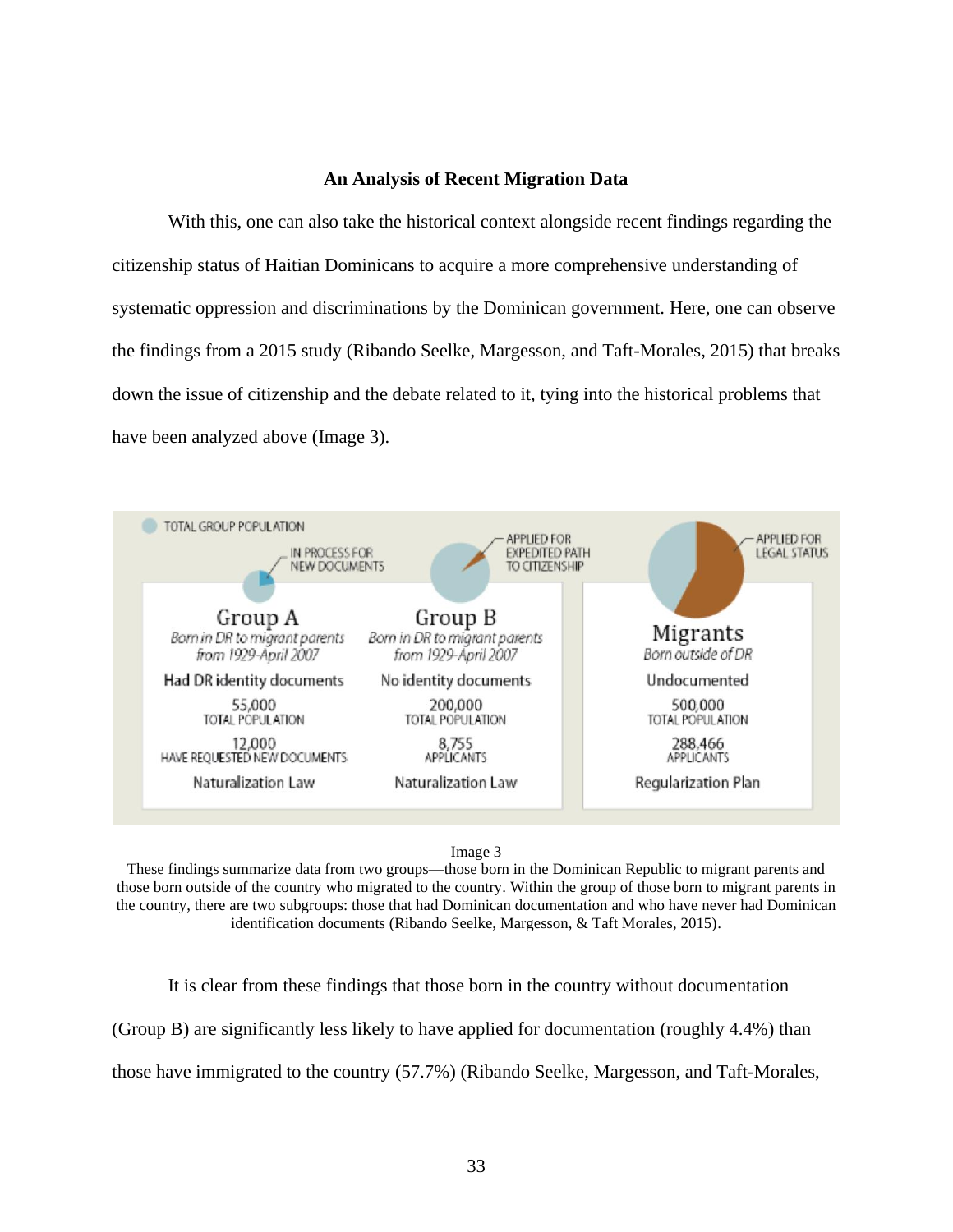**An Analysis of Recent Migration Data**

With this, one can also take the historical context alongside recent findings regarding the citizenship status of Haitian Dominicans to acquire a more comprehensive understanding of systematic oppression and discriminations by the Dominican government. Here, one can observe the findings from a 2015 study (Ribando Seelke, Margesson, and Taft-Morales, 2015) that breaks down the issue of citizenship and the debate related to it, tying into the historical problems that have been analyzed above (Image 3).

TOTAL GROUP POPULATION

IN PROCESS FOR NEW DOCUMENTS

APPLIED FOR EXPEDITED PATH TO CITIZENSHIP

APPLIED FOR LEGAL STATUS

Group A
*Born in DR to migrant parents from 1929-April 2007*
Had DR identity documents
55,000
TOTAL POPULATION
12,000
HAVE REQUESTED NEW DOCUMENTS
Naturalization Law

Group B
*Born in DR to migrant parents from 1929-April 2007*
No identity documents
200,000
TOTAL POPULATION
8,755
APPLICANTS
Naturalization Law

Migrants
*Born outside of DR*
Undocumented
500,000
TOTAL POPULATION
288,466
APPLICANTS
Regularization Plan

Image 3
These findings summarize data from two groups—those born in the Dominican Republic to migrant parents and those born outside of the country who migrated to the country. Within the group of those born to migrant parents in the country, there are two subgroups: those that had Dominican documentation and who have never had Dominican identification documents (Ribando Seelke, Margesson, & Taft Morales, 2015).

It is clear from these findings that those born in the country without documentation (Group B) are significantly less likely to have applied for documentation (roughly 4.4%) than those have immigrated to the country (57.7%) (Ribando Seelke, Margesson, and Taft-Morales,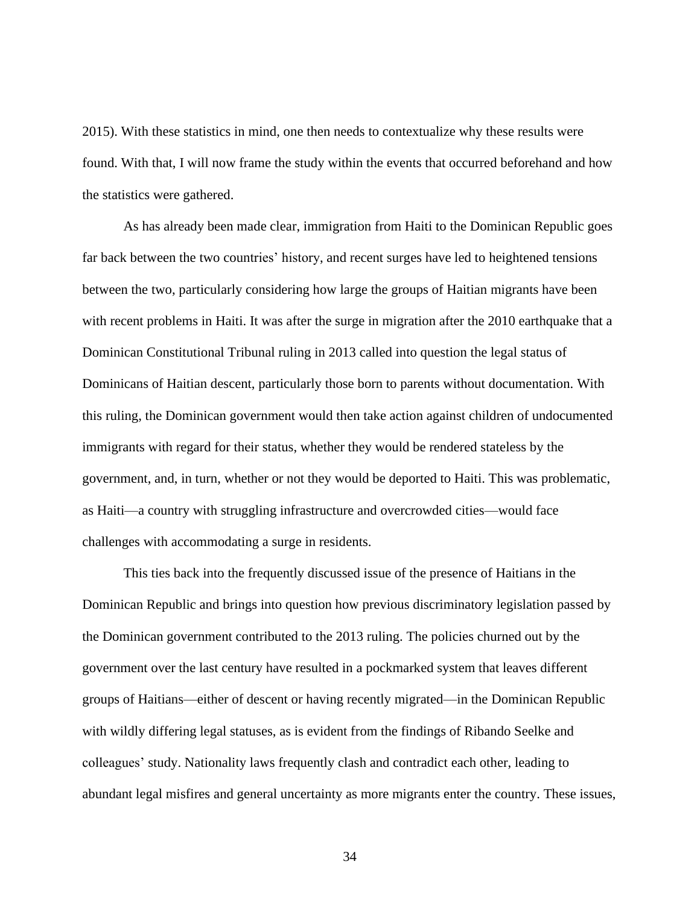2015). With these statistics in mind, one then needs to contextualize why these results were found. With that, I will now frame the study within the events that occurred beforehand and how the statistics were gathered.

As has already been made clear, immigration from Haiti to the Dominican Republic goes far back between the two countries' history, and recent surges have led to heightened tensions between the two, particularly considering how large the groups of Haitian migrants have been with recent problems in Haiti. It was after the surge in migration after the 2010 earthquake that a Dominican Constitutional Tribunal ruling in 2013 called into question the legal status of Dominicans of Haitian descent, particularly those born to parents without documentation. With this ruling, the Dominican government would then take action against children of undocumented immigrants with regard for their status, whether they would be rendered stateless by the government, and, in turn, whether or not they would be deported to Haiti. This was problematic, as Haiti—a country with struggling infrastructure and overcrowded cities—would face challenges with accommodating a surge in residents.

This ties back into the frequently discussed issue of the presence of Haitians in the Dominican Republic and brings into question how previous discriminatory legislation passed by the Dominican government contributed to the 2013 ruling. The policies churned out by the government over the last century have resulted in a pockmarked system that leaves different groups of Haitians—either of descent or having recently migrated—in the Dominican Republic with wildly differing legal statuses, as is evident from the findings of Ribando Seelke and colleagues' study. Nationality laws frequently clash and contradict each other, leading to abundant legal misfires and general uncertainty as more migrants enter the country. These issues,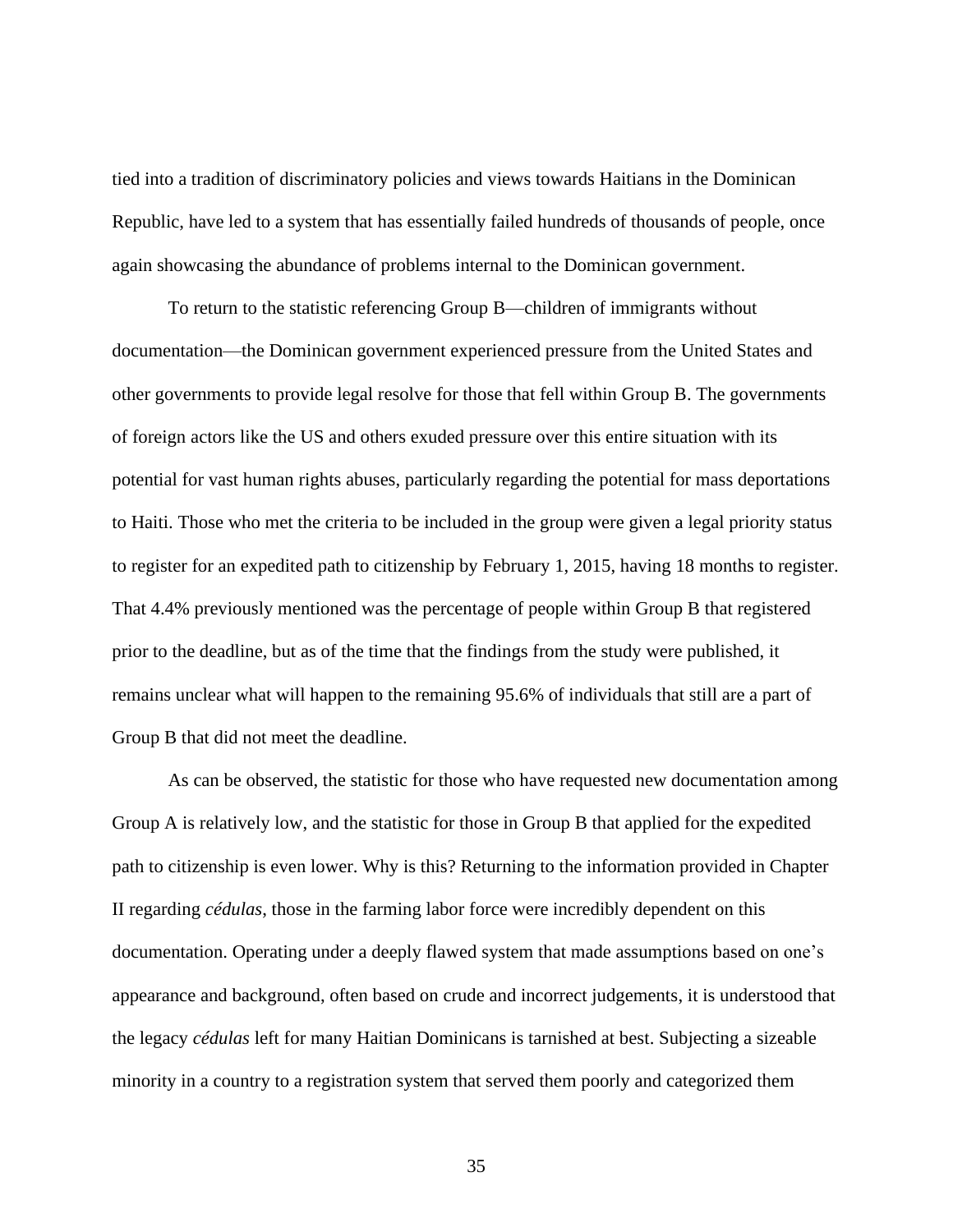tied into a tradition of discriminatory policies and views towards Haitians in the Dominican Republic, have led to a system that has essentially failed hundreds of thousands of people, once again showcasing the abundance of problems internal to the Dominican government.

To return to the statistic referencing Group B—children of immigrants without documentation—the Dominican government experienced pressure from the United States and other governments to provide legal resolve for those that fell within Group B. The governments of foreign actors like the US and others exuded pressure over this entire situation with its potential for vast human rights abuses, particularly regarding the potential for mass deportations to Haiti. Those who met the criteria to be included in the group were given a legal priority status to register for an expedited path to citizenship by February 1, 2015, having 18 months to register. That 4.4% previously mentioned was the percentage of people within Group B that registered prior to the deadline, but as of the time that the findings from the study were published, it remains unclear what will happen to the remaining 95.6% of individuals that still are a part of Group B that did not meet the deadline.

As can be observed, the statistic for those who have requested new documentation among Group A is relatively low, and the statistic for those in Group B that applied for the expedited path to citizenship is even lower. Why is this? Returning to the information provided in Chapter II regarding *cédulas*, those in the farming labor force were incredibly dependent on this documentation. Operating under a deeply flawed system that made assumptions based on one's appearance and background, often based on crude and incorrect judgements, it is understood that the legacy *cédulas* left for many Haitian Dominicans is tarnished at best. Subjecting a sizeable minority in a country to a registration system that served them poorly and categorized them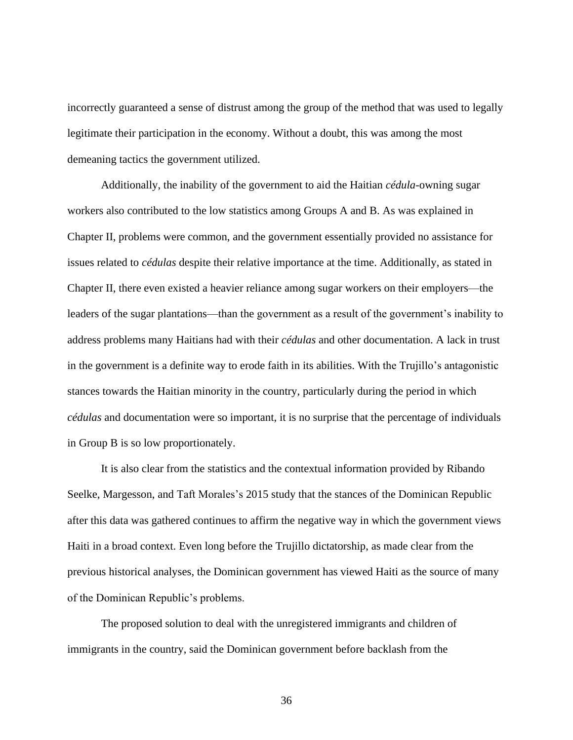incorrectly guaranteed a sense of distrust among the group of the method that was used to legally legitimate their participation in the economy. Without a doubt, this was among the most demeaning tactics the government utilized.

Additionally, the inability of the government to aid the Haitian *cédula*-owning sugar workers also contributed to the low statistics among Groups A and B. As was explained in Chapter II, problems were common, and the government essentially provided no assistance for issues related to *cédulas* despite their relative importance at the time. Additionally, as stated in Chapter II, there even existed a heavier reliance among sugar workers on their employers—the leaders of the sugar plantations—than the government as a result of the government's inability to address problems many Haitians had with their *cédulas* and other documentation. A lack in trust in the government is a definite way to erode faith in its abilities. With the Trujillo's antagonistic stances towards the Haitian minority in the country, particularly during the period in which *cédulas* and documentation were so important, it is no surprise that the percentage of individuals in Group B is so low proportionately.

It is also clear from the statistics and the contextual information provided by Ribando Seelke, Margesson, and Taft Morales's 2015 study that the stances of the Dominican Republic after this data was gathered continues to affirm the negative way in which the government views Haiti in a broad context. Even long before the Trujillo dictatorship, as made clear from the previous historical analyses, the Dominican government has viewed Haiti as the source of many of the Dominican Republic's problems.

The proposed solution to deal with the unregistered immigrants and children of immigrants in the country, said the Dominican government before backlash from the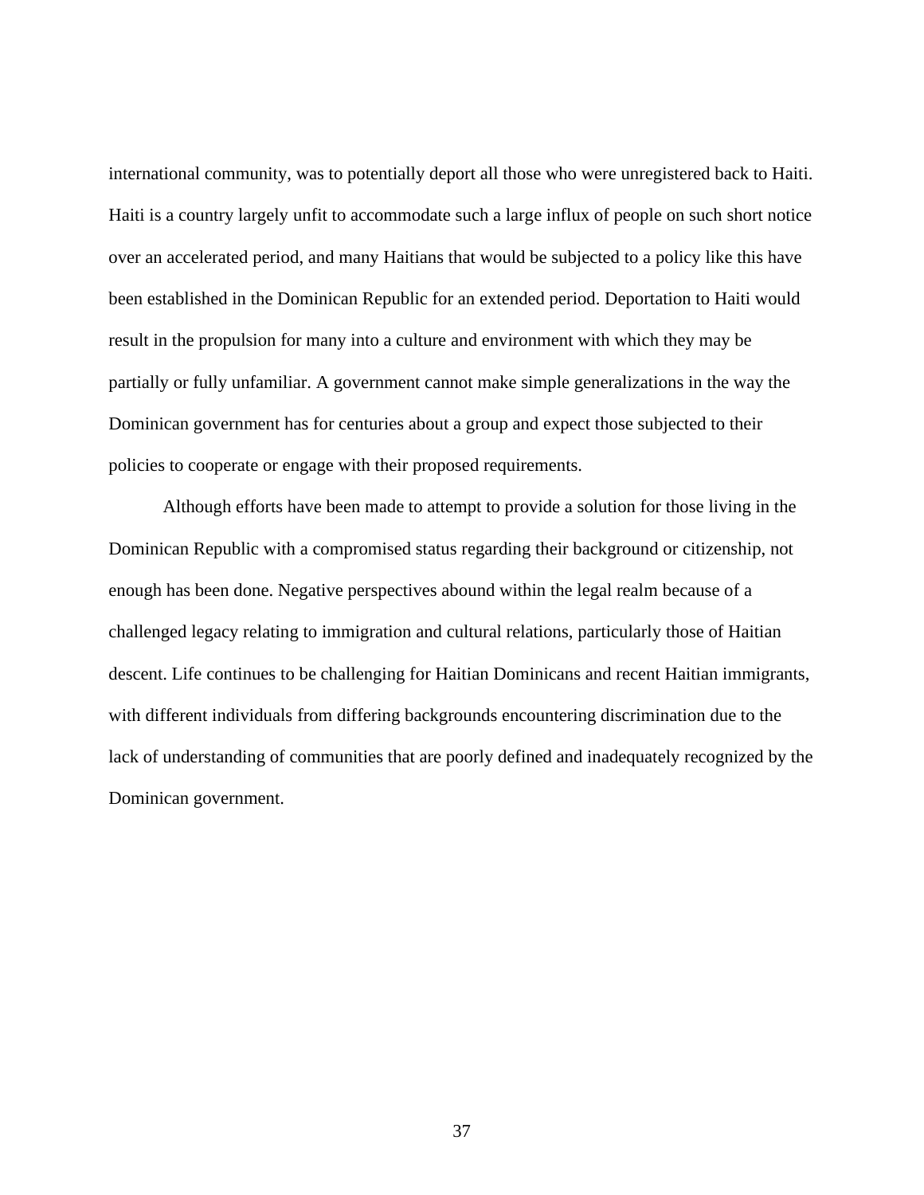international community, was to potentially deport all those who were unregistered back to Haiti. Haiti is a country largely unfit to accommodate such a large influx of people on such short notice over an accelerated period, and many Haitians that would be subjected to a policy like this have been established in the Dominican Republic for an extended period. Deportation to Haiti would result in the propulsion for many into a culture and environment with which they may be partially or fully unfamiliar. A government cannot make simple generalizations in the way the Dominican government has for centuries about a group and expect those subjected to their policies to cooperate or engage with their proposed requirements.

Although efforts have been made to attempt to provide a solution for those living in the Dominican Republic with a compromised status regarding their background or citizenship, not enough has been done. Negative perspectives abound within the legal realm because of a challenged legacy relating to immigration and cultural relations, particularly those of Haitian descent. Life continues to be challenging for Haitian Dominicans and recent Haitian immigrants, with different individuals from differing backgrounds encountering discrimination due to the lack of understanding of communities that are poorly defined and inadequately recognized by the Dominican government.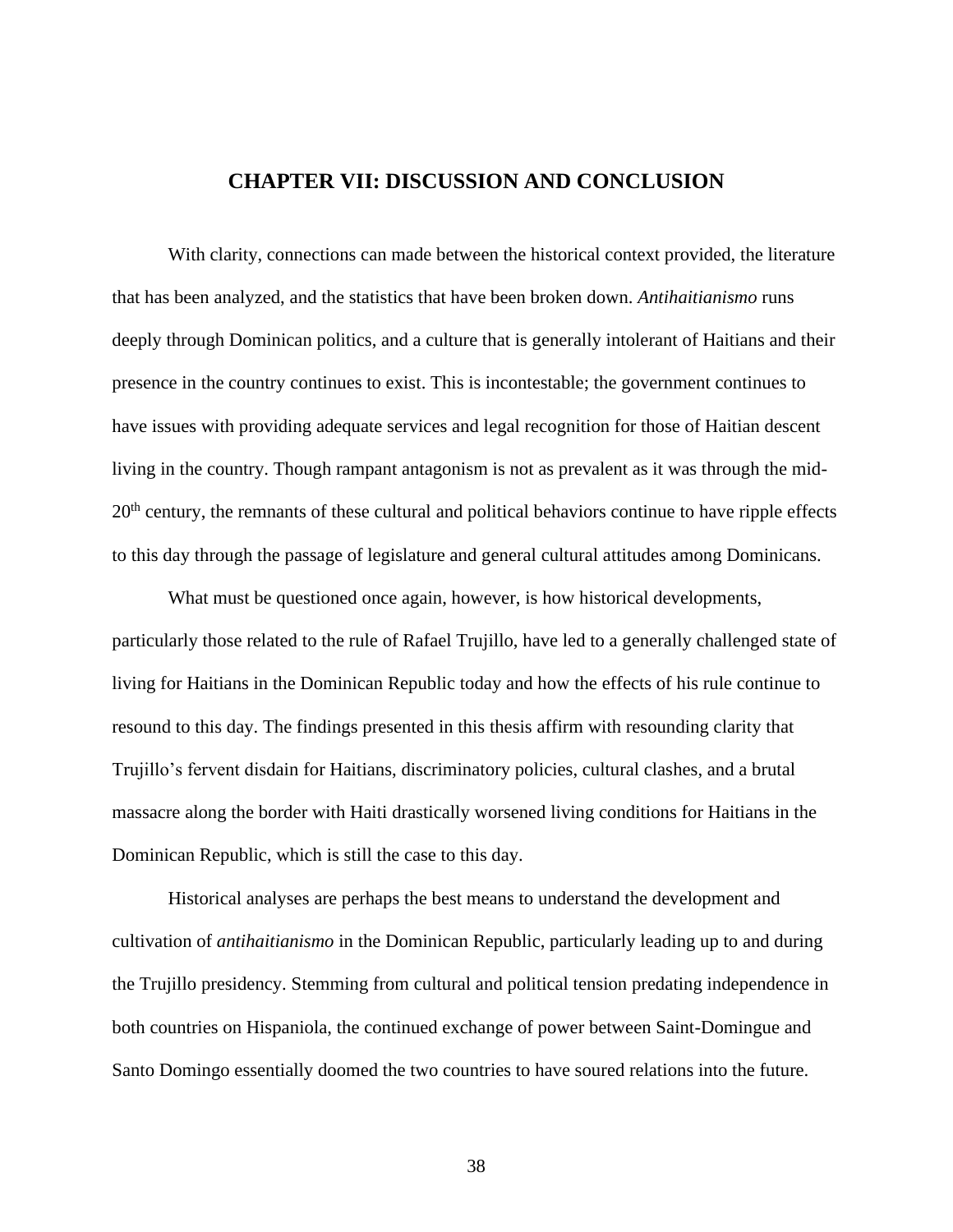# CHAPTER VII: DISCUSSION AND CONCLUSION

With clarity, connections can made between the historical context provided, the literature that has been analyzed, and the statistics that have been broken down. *Antihaitianismo* runs deeply through Dominican politics, and a culture that is generally intolerant of Haitians and their presence in the country continues to exist. This is incontestable; the government continues to have issues with providing adequate services and legal recognition for those of Haitian descent living in the country. Though rampant antagonism is not as prevalent as it was through the mid-20th century, the remnants of these cultural and political behaviors continue to have ripple effects to this day through the passage of legislature and general cultural attitudes among Dominicans.

What must be questioned once again, however, is how historical developments, particularly those related to the rule of Rafael Trujillo, have led to a generally challenged state of living for Haitians in the Dominican Republic today and how the effects of his rule continue to resound to this day. The findings presented in this thesis affirm with resounding clarity that Trujillo's fervent disdain for Haitians, discriminatory policies, cultural clashes, and a brutal massacre along the border with Haiti drastically worsened living conditions for Haitians in the Dominican Republic, which is still the case to this day.

Historical analyses are perhaps the best means to understand the development and cultivation of *antihaitianismo* in the Dominican Republic, particularly leading up to and during the Trujillo presidency. Stemming from cultural and political tension predating independence in both countries on Hispaniola, the continued exchange of power between Saint-Domingue and Santo Domingo essentially doomed the two countries to have soured relations into the future.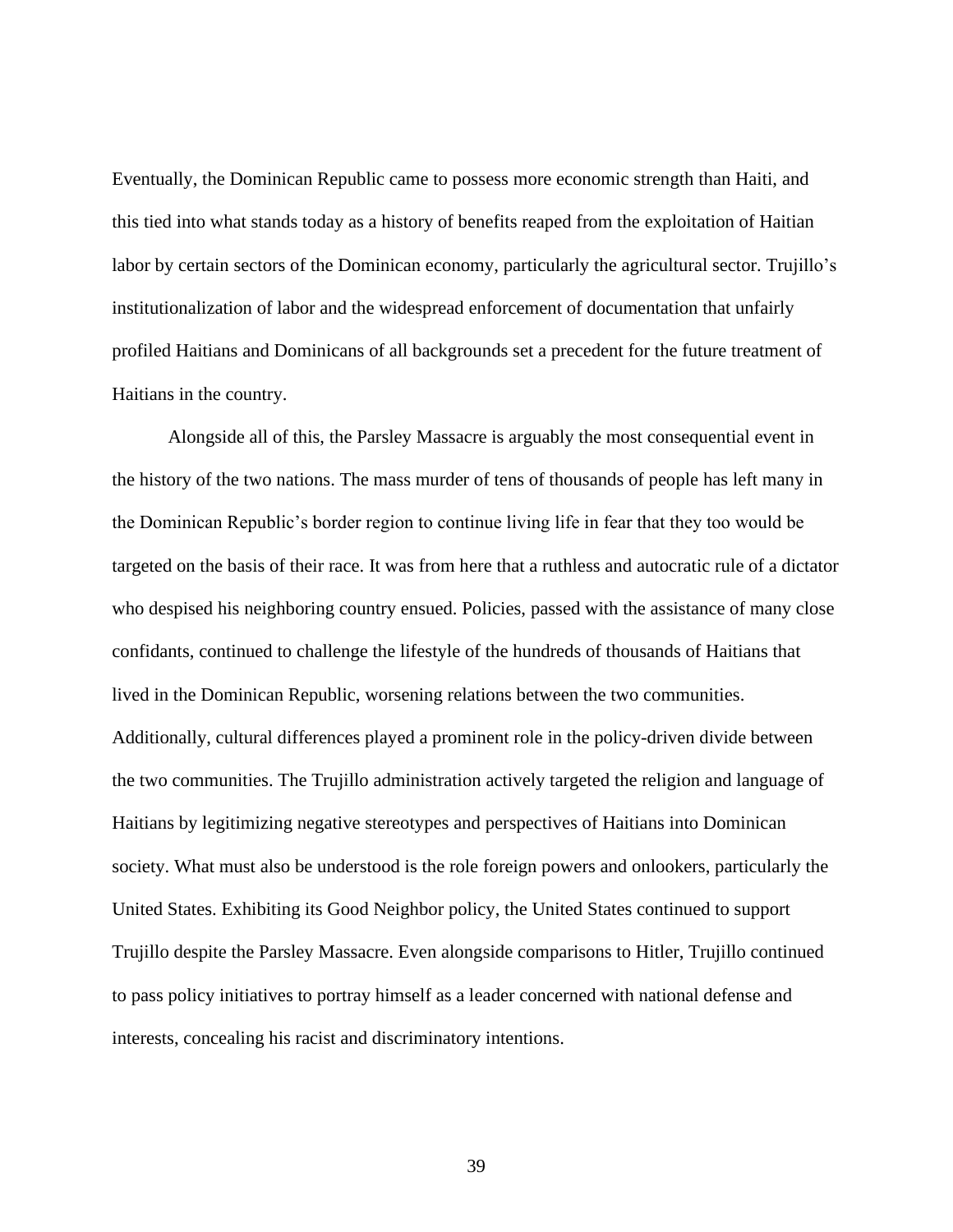Eventually, the Dominican Republic came to possess more economic strength than Haiti, and this tied into what stands today as a history of benefits reaped from the exploitation of Haitian labor by certain sectors of the Dominican economy, particularly the agricultural sector. Trujillo's institutionalization of labor and the widespread enforcement of documentation that unfairly profiled Haitians and Dominicans of all backgrounds set a precedent for the future treatment of Haitians in the country.

Alongside all of this, the Parsley Massacre is arguably the most consequential event in the history of the two nations. The mass murder of tens of thousands of people has left many in the Dominican Republic's border region to continue living life in fear that they too would be targeted on the basis of their race. It was from here that a ruthless and autocratic rule of a dictator who despised his neighboring country ensued. Policies, passed with the assistance of many close confidants, continued to challenge the lifestyle of the hundreds of thousands of Haitians that lived in the Dominican Republic, worsening relations between the two communities. Additionally, cultural differences played a prominent role in the policy-driven divide between the two communities. The Trujillo administration actively targeted the religion and language of Haitians by legitimizing negative stereotypes and perspectives of Haitians into Dominican society. What must also be understood is the role foreign powers and onlookers, particularly the United States. Exhibiting its Good Neighbor policy, the United States continued to support Trujillo despite the Parsley Massacre. Even alongside comparisons to Hitler, Trujillo continued to pass policy initiatives to portray himself as a leader concerned with national defense and interests, concealing his racist and discriminatory intentions.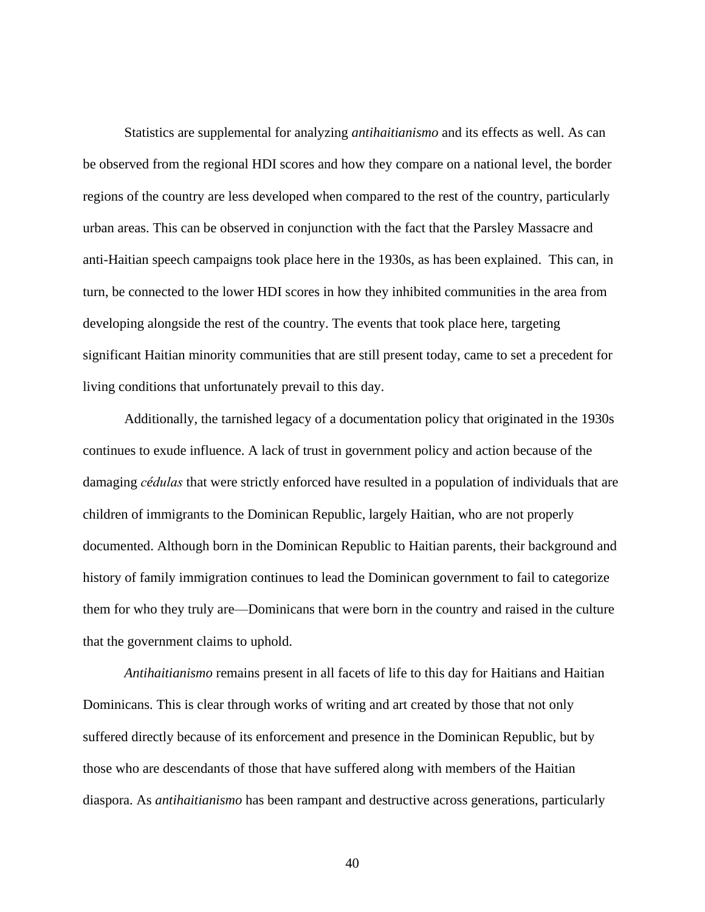Statistics are supplemental for analyzing *antihaitianismo* and its effects as well. As can be observed from the regional HDI scores and how they compare on a national level, the border regions of the country are less developed when compared to the rest of the country, particularly urban areas. This can be observed in conjunction with the fact that the Parsley Massacre and anti-Haitian speech campaigns took place here in the 1930s, as has been explained. This can, in turn, be connected to the lower HDI scores in how they inhibited communities in the area from developing alongside the rest of the country. The events that took place here, targeting significant Haitian minority communities that are still present today, came to set a precedent for living conditions that unfortunately prevail to this day.

Additionally, the tarnished legacy of a documentation policy that originated in the 1930s continues to exude influence. A lack of trust in government policy and action because of the damaging *cédulas* that were strictly enforced have resulted in a population of individuals that are children of immigrants to the Dominican Republic, largely Haitian, who are not properly documented. Although born in the Dominican Republic to Haitian parents, their background and history of family immigration continues to lead the Dominican government to fail to categorize them for who they truly are—Dominicans that were born in the country and raised in the culture that the government claims to uphold.

*Antihaitianismo* remains present in all facets of life to this day for Haitians and Haitian Dominicans. This is clear through works of writing and art created by those that not only suffered directly because of its enforcement and presence in the Dominican Republic, but by those who are descendants of those that have suffered along with members of the Haitian diaspora. As *antihaitianismo* has been rampant and destructive across generations, particularly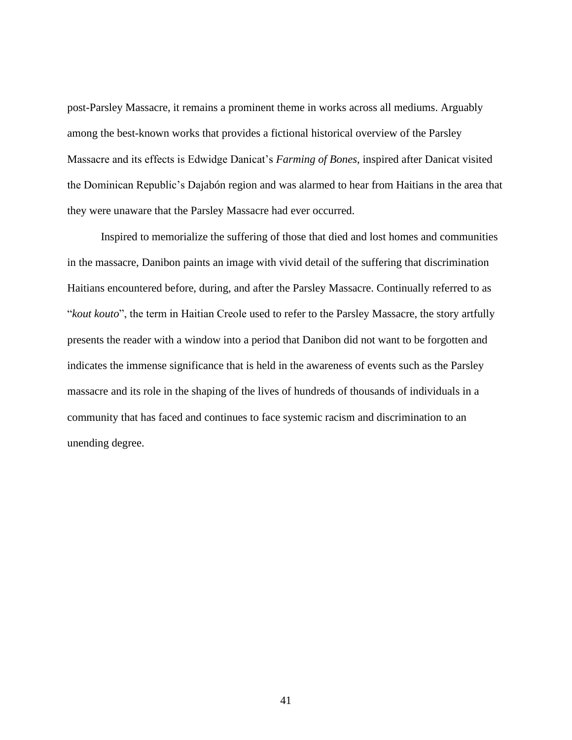post-Parsley Massacre, it remains a prominent theme in works across all mediums. Arguably among the best-known works that provides a fictional historical overview of the Parsley Massacre and its effects is Edwidge Danicat's *Farming of Bones*, inspired after Danicat visited the Dominican Republic's Dajabón region and was alarmed to hear from Haitians in the area that they were unaware that the Parsley Massacre had ever occurred.

Inspired to memorialize the suffering of those that died and lost homes and communities in the massacre, Danibon paints an image with vivid detail of the suffering that discrimination Haitians encountered before, during, and after the Parsley Massacre. Continually referred to as "*kout kouto*", the term in Haitian Creole used to refer to the Parsley Massacre, the story artfully presents the reader with a window into a period that Danibon did not want to be forgotten and indicates the immense significance that is held in the awareness of events such as the Parsley massacre and its role in the shaping of the lives of hundreds of thousands of individuals in a community that has faced and continues to face systemic racism and discrimination to an unending degree.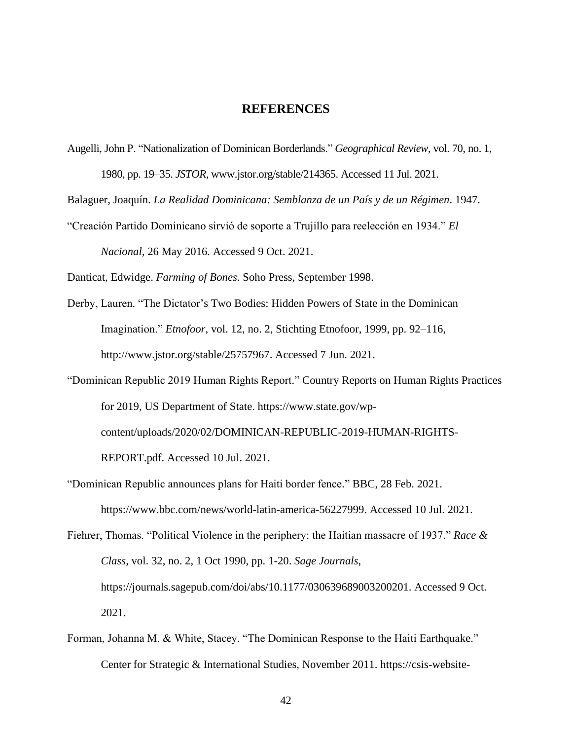# REFERENCES

Augelli, John P. "Nationalization of Dominican Borderlands." *Geographical Review*, vol. 70, no. 1, 1980, pp. 19–35. *JSTOR*, www.jstor.org/stable/214365. Accessed 11 Jul. 2021.

Balaguer, Joaquín. *La Realidad Dominicana: Semblanza de un País y de un Régimen*. 1947.

"Creación Partido Dominicano sirvió de soporte a Trujillo para reelección en 1934." *El Nacional*, 26 May 2016. Accessed 9 Oct. 2021.

Danticat, Edwidge. *Farming of Bones*. Soho Press, September 1998.

Derby, Lauren. "The Dictator's Two Bodies: Hidden Powers of State in the Dominican Imagination." *Etnofoor*, vol. 12, no. 2, Stichting Etnofoor, 1999, pp. 92–116, http://www.jstor.org/stable/25757967. Accessed 7 Jun. 2021.

"Dominican Republic 2019 Human Rights Report." Country Reports on Human Rights Practices for 2019, US Department of State. https://www.state.gov/wp-content/uploads/2020/02/DOMINICAN-REPUBLIC-2019-HUMAN-RIGHTS-REPORT.pdf. Accessed 10 Jul. 2021.

"Dominican Republic announces plans for Haiti border fence." BBC, 28 Feb. 2021. https://www.bbc.com/news/world-latin-america-56227999. Accessed 10 Jul. 2021.

Fiehrer, Thomas. "Political Violence in the periphery: the Haitian massacre of 1937." *Race & Class*, vol. 32, no. 2, 1 Oct 1990, pp. 1-20. *Sage Journals*, https://journals.sagepub.com/doi/abs/10.1177/030639689003200201. Accessed 9 Oct. 2021.

Forman, Johanna M. & White, Stacey. "The Dominican Response to the Haiti Earthquake." Center for Strategic & International Studies, November 2011. https://csis-website-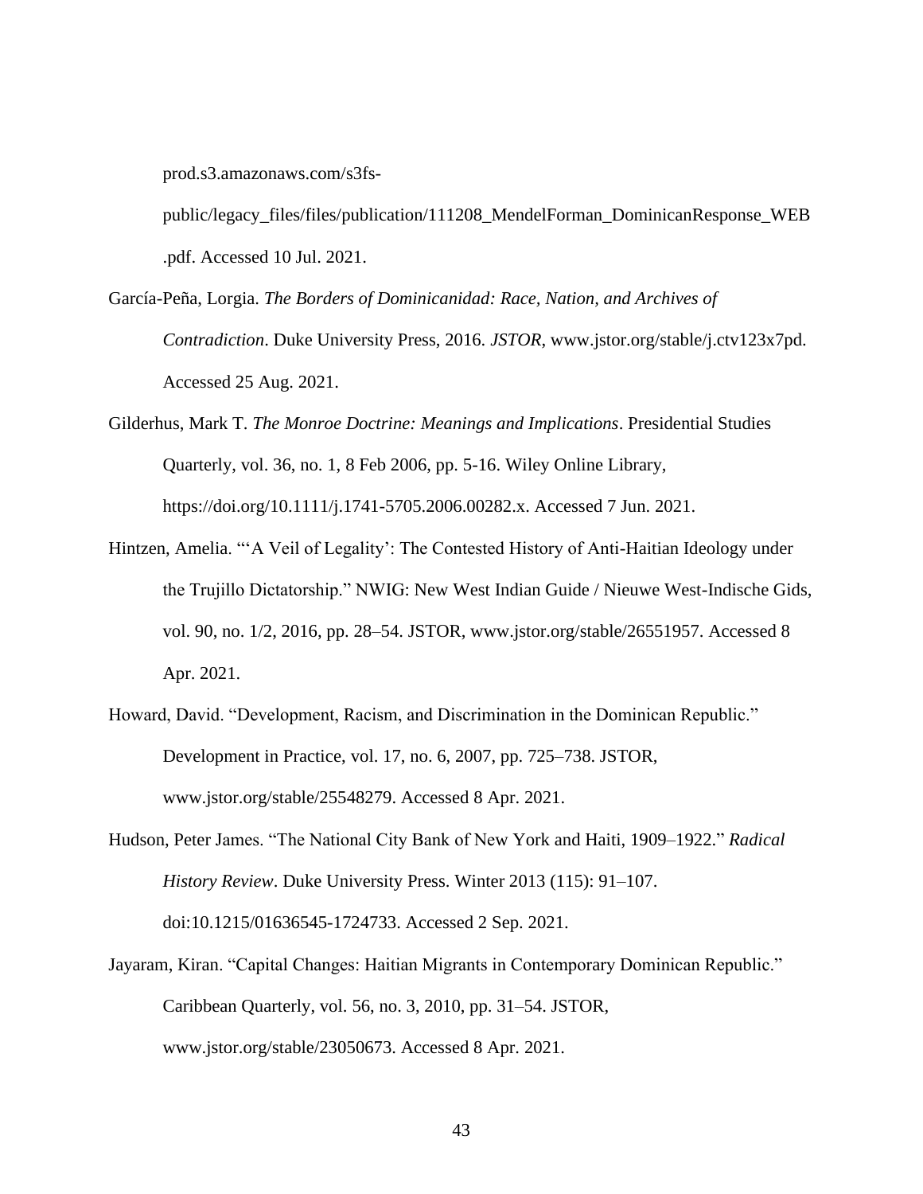prod.s3.amazonaws.com/s3fs-public/legacy_files/files/publication/111208_MendelForman_DominicanResponse_WEB.pdf. Accessed 10 Jul. 2021.

García-Peña, Lorgia. *The Borders of Dominicanidad: Race, Nation, and Archives of Contradiction*. Duke University Press, 2016. *JSTOR*, www.jstor.org/stable/j.ctv123x7pd. Accessed 25 Aug. 2021.

Gilderhus, Mark T. *The Monroe Doctrine: Meanings and Implications*. Presidential Studies Quarterly, vol. 36, no. 1, 8 Feb 2006, pp. 5-16. Wiley Online Library, https://doi.org/10.1111/j.1741-5705.2006.00282.x. Accessed 7 Jun. 2021.

Hintzen, Amelia. "'A Veil of Legality': The Contested History of Anti-Haitian Ideology under the Trujillo Dictatorship." NWIG: New West Indian Guide / Nieuwe West-Indische Gids, vol. 90, no. 1/2, 2016, pp. 28–54. JSTOR, www.jstor.org/stable/26551957. Accessed 8 Apr. 2021.

Howard, David. "Development, Racism, and Discrimination in the Dominican Republic." Development in Practice, vol. 17, no. 6, 2007, pp. 725–738. JSTOR, www.jstor.org/stable/25548279. Accessed 8 Apr. 2021.

Hudson, Peter James. "The National City Bank of New York and Haiti, 1909–1922." *Radical History Review*. Duke University Press. Winter 2013 (115): 91–107. doi:10.1215/01636545-1724733. Accessed 2 Sep. 2021.

Jayaram, Kiran. "Capital Changes: Haitian Migrants in Contemporary Dominican Republic." Caribbean Quarterly, vol. 56, no. 3, 2010, pp. 31–54. JSTOR, www.jstor.org/stable/23050673. Accessed 8 Apr. 2021.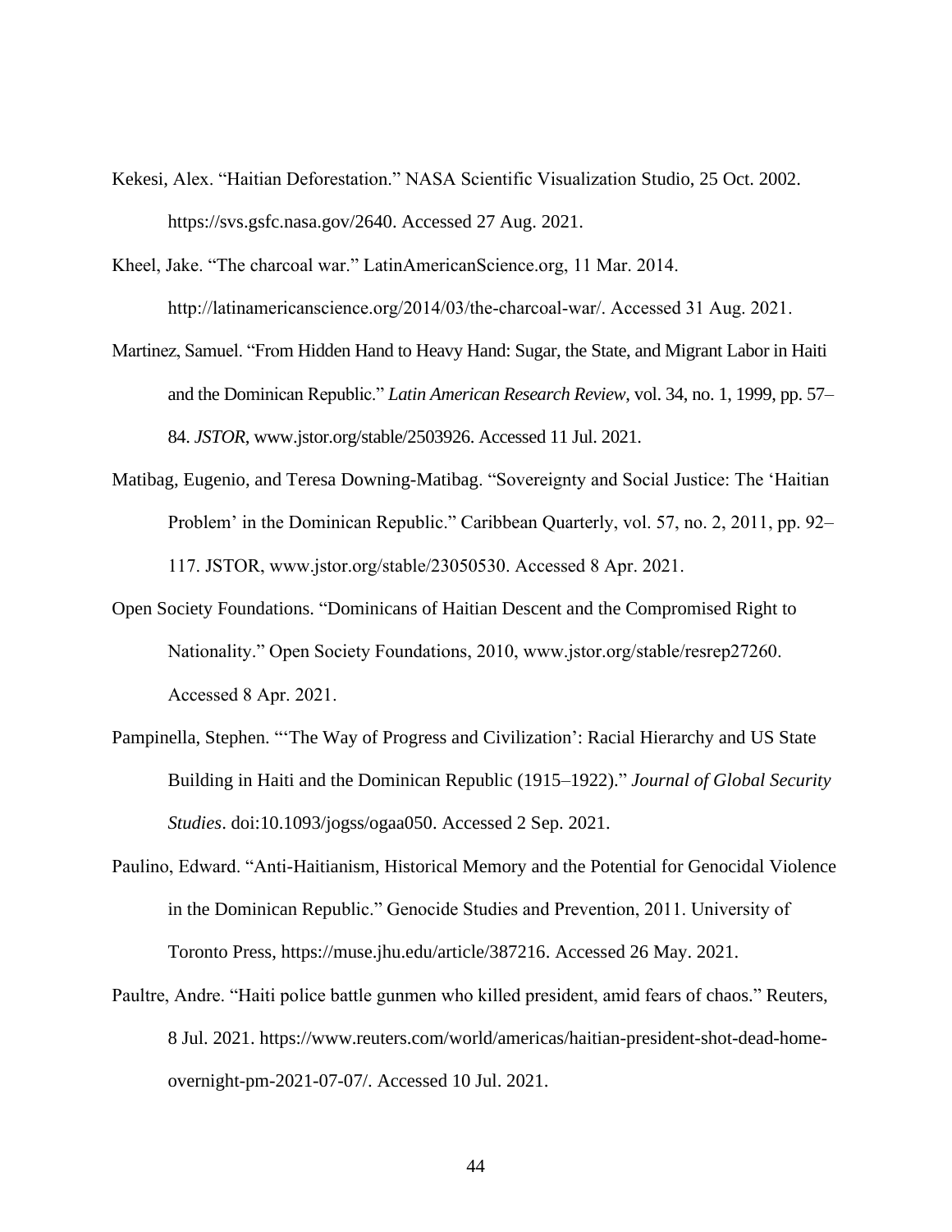Kekesi, Alex. "Haitian Deforestation." NASA Scientific Visualization Studio, 25 Oct. 2002. https://svs.gsfc.nasa.gov/2640. Accessed 27 Aug. 2021.

Kheel, Jake. "The charcoal war." LatinAmericanScience.org, 11 Mar. 2014. http://latinamericanscience.org/2014/03/the-charcoal-war/. Accessed 31 Aug. 2021.

Martinez, Samuel. "From Hidden Hand to Heavy Hand: Sugar, the State, and Migrant Labor in Haiti and the Dominican Republic." *Latin American Research Review*, vol. 34, no. 1, 1999, pp. 57–84. *JSTOR*, www.jstor.org/stable/2503926. Accessed 11 Jul. 2021.

Matibag, Eugenio, and Teresa Downing-Matibag. "Sovereignty and Social Justice: The 'Haitian Problem' in the Dominican Republic." Caribbean Quarterly, vol. 57, no. 2, 2011, pp. 92–117. JSTOR, www.jstor.org/stable/23050530. Accessed 8 Apr. 2021.

Open Society Foundations. "Dominicans of Haitian Descent and the Compromised Right to Nationality." Open Society Foundations, 2010, www.jstor.org/stable/resrep27260. Accessed 8 Apr. 2021.

Pampinella, Stephen. "'The Way of Progress and Civilization': Racial Hierarchy and US State Building in Haiti and the Dominican Republic (1915–1922)." *Journal of Global Security Studies*. doi:10.1093/jogss/ogaa050. Accessed 2 Sep. 2021.

Paulino, Edward. "Anti-Haitianism, Historical Memory and the Potential for Genocidal Violence in the Dominican Republic." Genocide Studies and Prevention, 2011. University of Toronto Press, https://muse.jhu.edu/article/387216. Accessed 26 May. 2021.

Paultre, Andre. "Haiti police battle gunmen who killed president, amid fears of chaos." Reuters, 8 Jul. 2021. https://www.reuters.com/world/americas/haitian-president-shot-dead-home-overnight-pm-2021-07-07/. Accessed 10 Jul. 2021.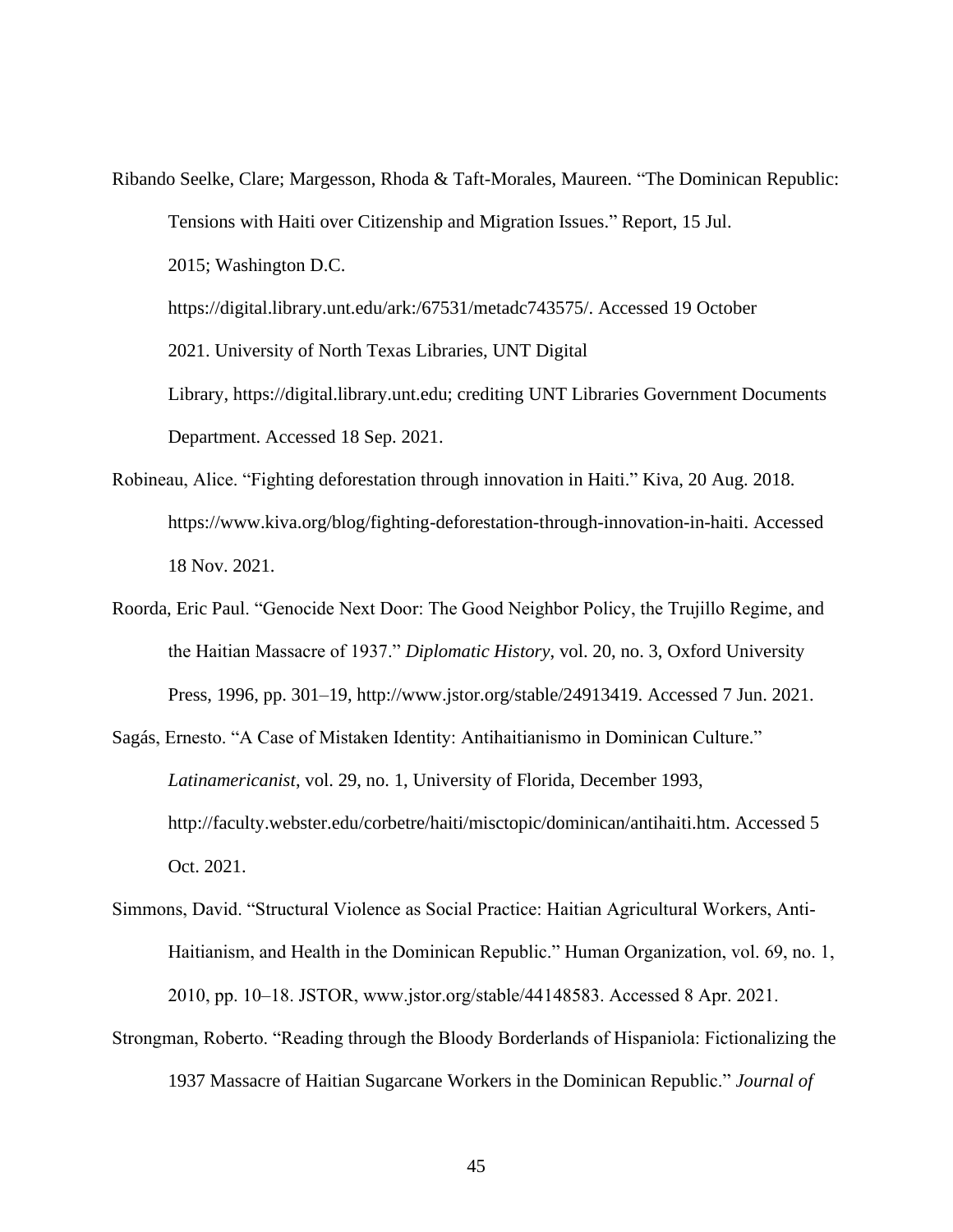Ribando Seelke, Clare; Margesson, Rhoda & Taft-Morales, Maureen. "The Dominican Republic: Tensions with Haiti over Citizenship and Migration Issues." Report, 15 Jul. 2015; Washington D.C. https://digital.library.unt.edu/ark:/67531/metadc743575/. Accessed 19 October 2021. University of North Texas Libraries, UNT Digital Library, https://digital.library.unt.edu; crediting UNT Libraries Government Documents Department. Accessed 18 Sep. 2021.

Robineau, Alice. "Fighting deforestation through innovation in Haiti." Kiva, 20 Aug. 2018. https://www.kiva.org/blog/fighting-deforestation-through-innovation-in-haiti. Accessed 18 Nov. 2021.

Roorda, Eric Paul. "Genocide Next Door: The Good Neighbor Policy, the Trujillo Regime, and the Haitian Massacre of 1937." *Diplomatic History*, vol. 20, no. 3, Oxford University Press, 1996, pp. 301–19, http://www.jstor.org/stable/24913419. Accessed 7 Jun. 2021.

Sagás, Ernesto. "A Case of Mistaken Identity: Antihaitianismo in Dominican Culture." *Latinamericanist*, vol. 29, no. 1, University of Florida, December 1993, http://faculty.webster.edu/corbetre/haiti/misctopic/dominican/antihaiti.htm. Accessed 5 Oct. 2021.

Simmons, David. "Structural Violence as Social Practice: Haitian Agricultural Workers, Anti-Haitianism, and Health in the Dominican Republic." Human Organization, vol. 69, no. 1, 2010, pp. 10–18. JSTOR, www.jstor.org/stable/44148583. Accessed 8 Apr. 2021.

Strongman, Roberto. "Reading through the Bloody Borderlands of Hispaniola: Fictionalizing the 1937 Massacre of Haitian Sugarcane Workers in the Dominican Republic." *Journal of*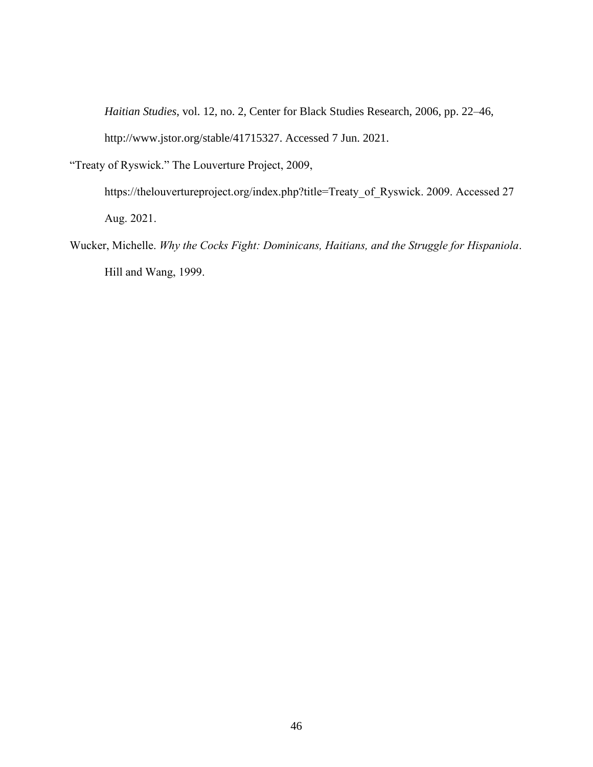*Haitian Studies*, vol. 12, no. 2, Center for Black Studies Research, 2006, pp. 22–46, http://www.jstor.org/stable/41715327. Accessed 7 Jun. 2021.

"Treaty of Ryswick." The Louverture Project, 2009, https://thelouvertureproject.org/index.php?title=Treaty_of_Ryswick. 2009. Accessed 27 Aug. 2021.

Wucker, Michelle. *Why the Cocks Fight: Dominicans, Haitians, and the Struggle for Hispaniola*. Hill and Wang, 1999.